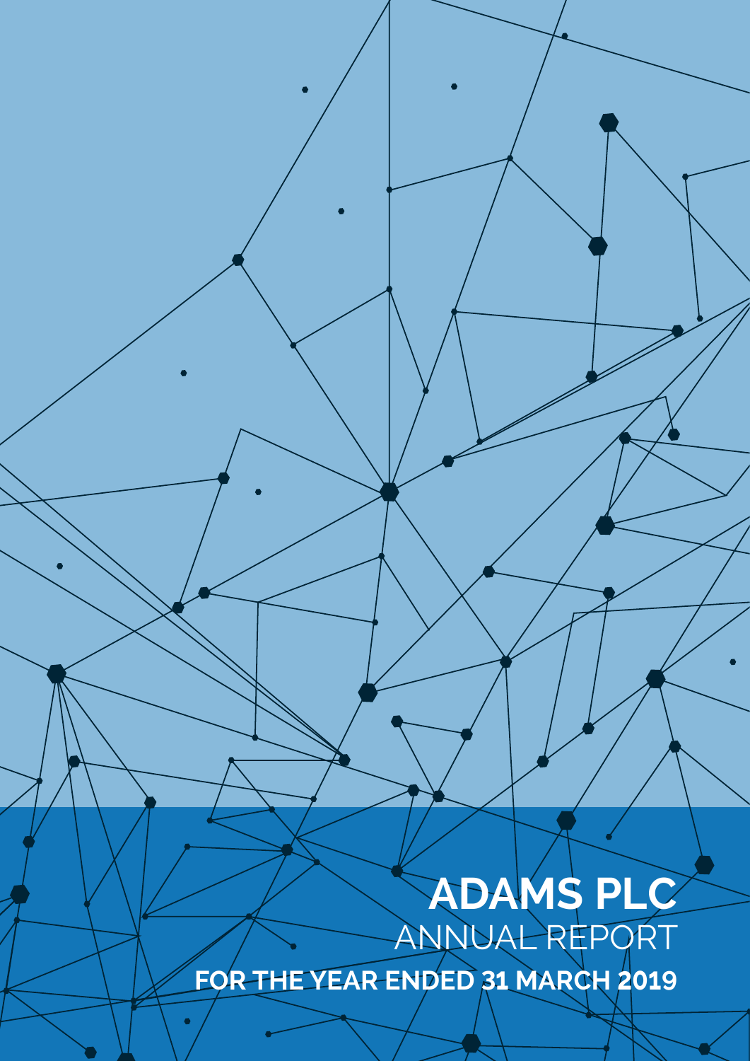# ADAMS PLC

## ANNUAL REPORT

**FOR THE YEAR ENDED 31 MARCH 2019**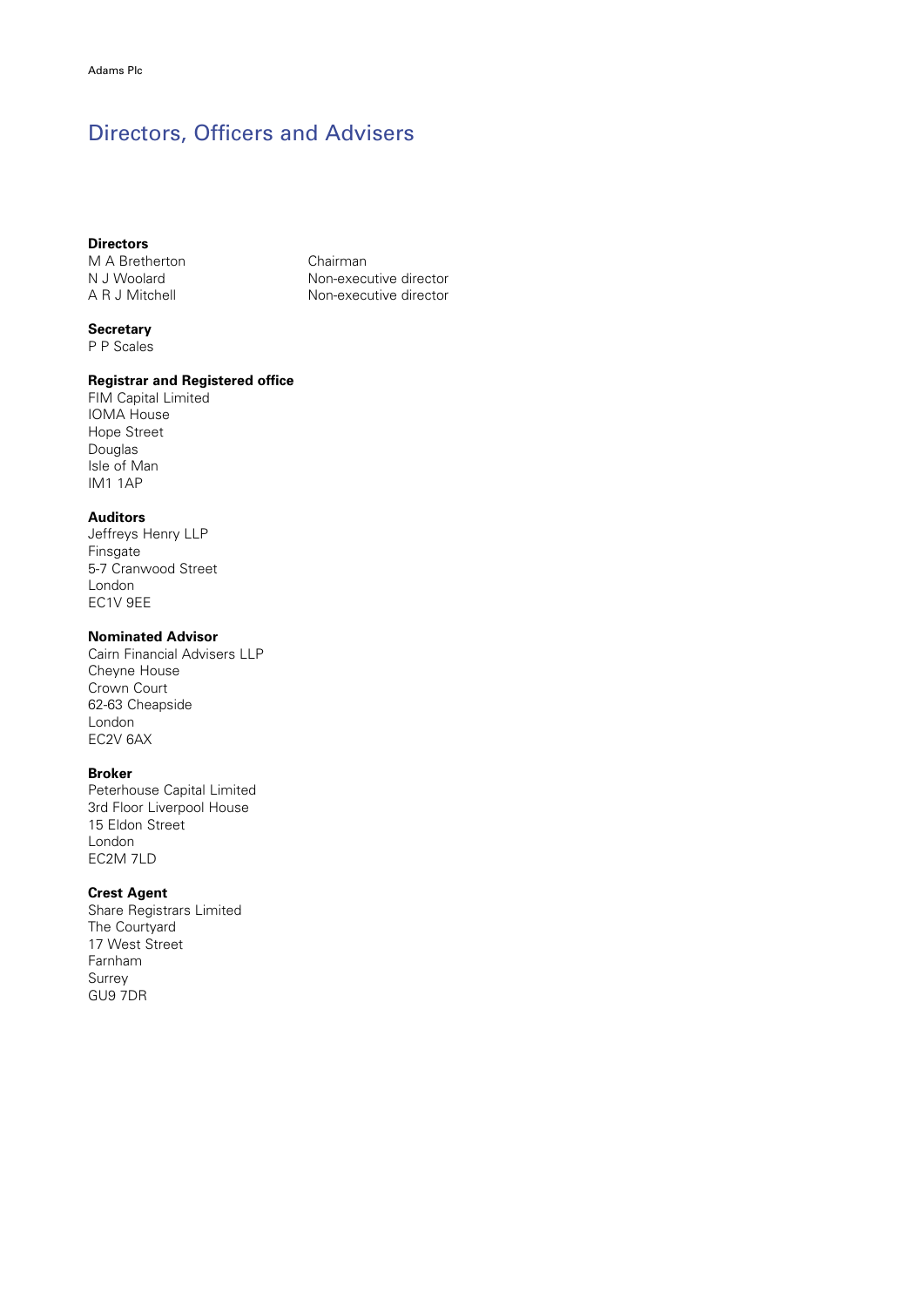# Directors, Officers and Advisers

**Directors**

| | |
|---|---|
| M A Bretherton | Chairman |
| N J Woolard | Non-executive director |
| A R J Mitchell | Non-executive director |

**Secretary**
P P Scales

**Registrar and Registered office**
FIM Capital Limited
IOMA House
Hope Street
Douglas
Isle of Man
IM1 1AP

**Auditors**
Jeffreys Henry LLP
Finsgate
5-7 Cranwood Street
London
EC1V 9EE

**Nominated Advisor**
Cairn Financial Advisers LLP
Cheyne House
Crown Court
62-63 Cheapside
London
EC2V 6AX

**Broker**
Peterhouse Capital Limited
3rd Floor Liverpool House
15 Eldon Street
London
EC2M 7LD

**Crest Agent**
Share Registrars Limited
The Courtyard
17 West Street
Farnham
Surrey
GU9 7DR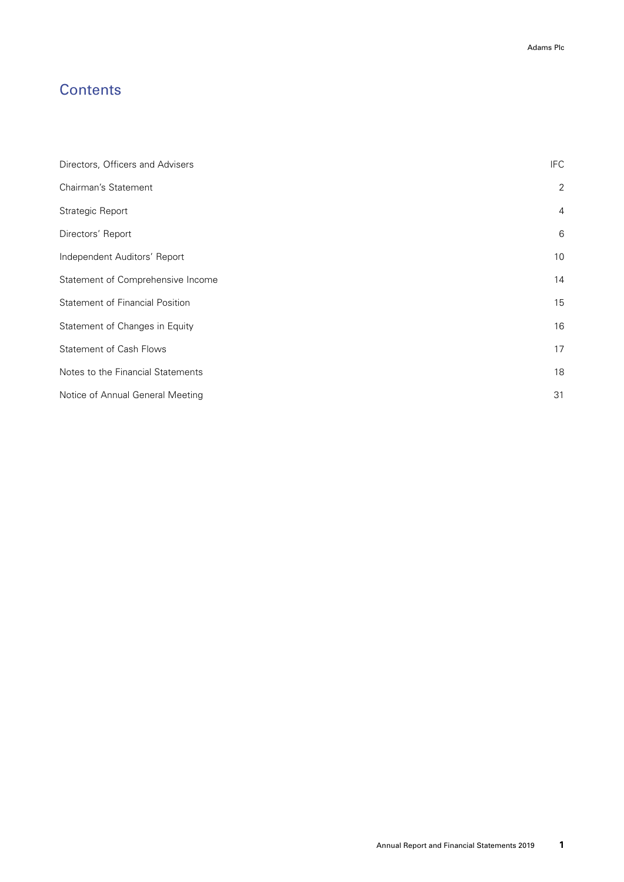# Contents

| | |
|---|---|
| Directors, Officers and Advisers | IFC |
| Chairman's Statement | 2 |
| Strategic Report | 4 |
| Directors' Report | 6 |
| Independent Auditors' Report | 10 |
| Statement of Comprehensive Income | 14 |
| Statement of Financial Position | 15 |
| Statement of Changes in Equity | 16 |
| Statement of Cash Flows | 17 |
| Notes to the Financial Statements | 18 |
| Notice of Annual General Meeting | 31 |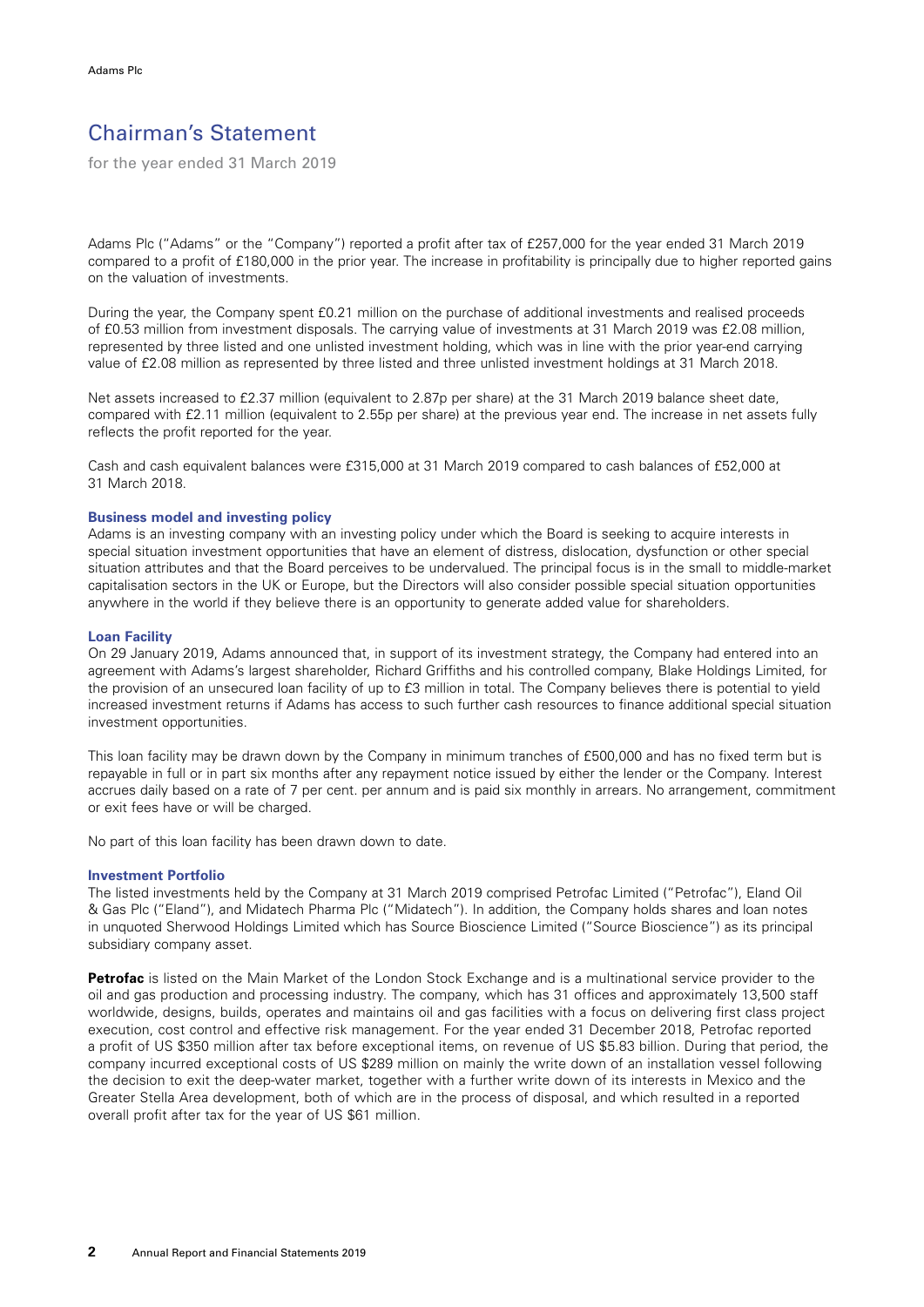# Chairman's Statement

for the year ended 31 March 2019

Adams Plc ("Adams" or the "Company") reported a profit after tax of £257,000 for the year ended 31 March 2019 compared to a profit of £180,000 in the prior year. The increase in profitability is principally due to higher reported gains on the valuation of investments.

During the year, the Company spent £0.21 million on the purchase of additional investments and realised proceeds of £0.53 million from investment disposals. The carrying value of investments at 31 March 2019 was £2.08 million, represented by three listed and one unlisted investment holding, which was in line with the prior year-end carrying value of £2.08 million as represented by three listed and three unlisted investment holdings at 31 March 2018.

Net assets increased to £2.37 million (equivalent to 2.87p per share) at the 31 March 2019 balance sheet date, compared with £2.11 million (equivalent to 2.55p per share) at the previous year end. The increase in net assets fully reflects the profit reported for the year.

Cash and cash equivalent balances were £315,000 at 31 March 2019 compared to cash balances of £52,000 at 31 March 2018.

### Business model and investing policy

Adams is an investing company with an investing policy under which the Board is seeking to acquire interests in special situation investment opportunities that have an element of distress, dislocation, dysfunction or other special situation attributes and that the Board perceives to be undervalued. The principal focus is in the small to middle-market capitalisation sectors in the UK or Europe, but the Directors will also consider possible special situation opportunities anywhere in the world if they believe there is an opportunity to generate added value for shareholders.

### Loan Facility

On 29 January 2019, Adams announced that, in support of its investment strategy, the Company had entered into an agreement with Adams's largest shareholder, Richard Griffiths and his controlled company, Blake Holdings Limited, for the provision of an unsecured loan facility of up to £3 million in total. The Company believes there is potential to yield increased investment returns if Adams has access to such further cash resources to finance additional special situation investment opportunities.

This loan facility may be drawn down by the Company in minimum tranches of £500,000 and has no fixed term but is repayable in full or in part six months after any repayment notice issued by either the lender or the Company. Interest accrues daily based on a rate of 7 per cent. per annum and is paid six monthly in arrears. No arrangement, commitment or exit fees have or will be charged.

No part of this loan facility has been drawn down to date.

### Investment Portfolio

The listed investments held by the Company at 31 March 2019 comprised Petrofac Limited ("Petrofac"), Eland Oil & Gas Plc ("Eland"), and Midatech Pharma Plc ("Midatech"). In addition, the Company holds shares and loan notes in unquoted Sherwood Holdings Limited which has Source Bioscience Limited ("Source Bioscience") as its principal subsidiary company asset.

**Petrofac** is listed on the Main Market of the London Stock Exchange and is a multinational service provider to the oil and gas production and processing industry. The company, which has 31 offices and approximately 13,500 staff worldwide, designs, builds, operates and maintains oil and gas facilities with a focus on delivering first class project execution, cost control and effective risk management. For the year ended 31 December 2018, Petrofac reported a profit of US $350 million after tax before exceptional items, on revenue of US $5.83 billion. During that period, the company incurred exceptional costs of US $289 million on mainly the write down of an installation vessel following the decision to exit the deep-water market, together with a further write down of its interests in Mexico and the Greater Stella Area development, both of which are in the process of disposal, and which resulted in a reported overall profit after tax for the year of US $61 million.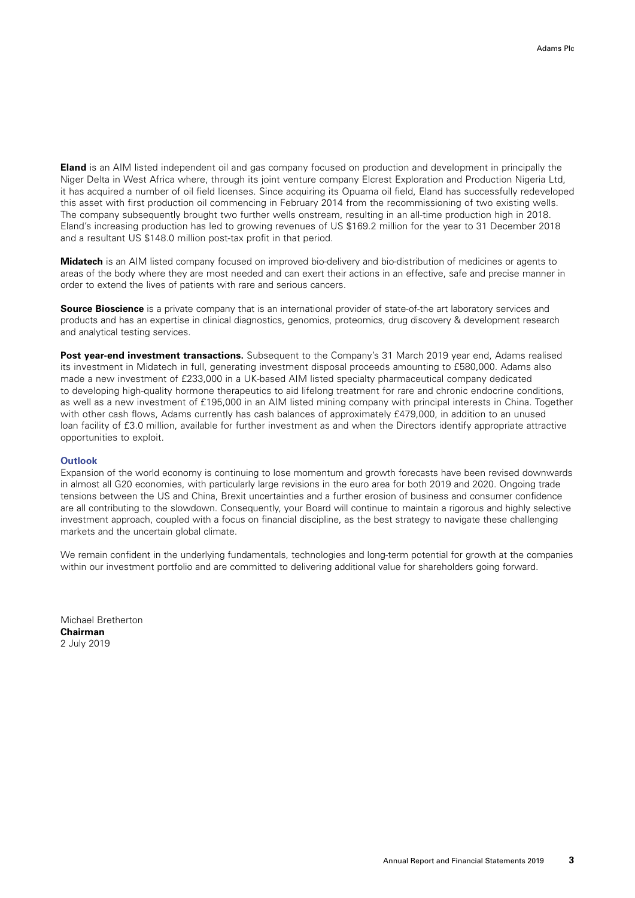**Eland** is an AIM listed independent oil and gas company focused on production and development in principally the Niger Delta in West Africa where, through its joint venture company Elcrest Exploration and Production Nigeria Ltd, it has acquired a number of oil field licenses. Since acquiring its Opuama oil field, Eland has successfully redeveloped this asset with first production oil commencing in February 2014 from the recommissioning of two existing wells. The company subsequently brought two further wells onstream, resulting in an all-time production high in 2018. Eland's increasing production has led to growing revenues of US $169.2 million for the year to 31 December 2018 and a resultant US $148.0 million post-tax profit in that period.

**Midatech** is an AIM listed company focused on improved bio-delivery and bio-distribution of medicines or agents to areas of the body where they are most needed and can exert their actions in an effective, safe and precise manner in order to extend the lives of patients with rare and serious cancers.

**Source Bioscience** is a private company that is an international provider of state-of-the art laboratory services and products and has an expertise in clinical diagnostics, genomics, proteomics, drug discovery & development research and analytical testing services.

**Post year-end investment transactions.** Subsequent to the Company's 31 March 2019 year end, Adams realised its investment in Midatech in full, generating investment disposal proceeds amounting to £580,000. Adams also made a new investment of £233,000 in a UK-based AIM listed specialty pharmaceutical company dedicated to developing high-quality hormone therapeutics to aid lifelong treatment for rare and chronic endocrine conditions, as well as a new investment of £195,000 in an AIM listed mining company with principal interests in China. Together with other cash flows, Adams currently has cash balances of approximately £479,000, in addition to an unused loan facility of £3.0 million, available for further investment as and when the Directors identify appropriate attractive opportunities to exploit.

### Outlook

Expansion of the world economy is continuing to lose momentum and growth forecasts have been revised downwards in almost all G20 economies, with particularly large revisions in the euro area for both 2019 and 2020. Ongoing trade tensions between the US and China, Brexit uncertainties and a further erosion of business and consumer confidence are all contributing to the slowdown. Consequently, your Board will continue to maintain a rigorous and highly selective investment approach, coupled with a focus on financial discipline, as the best strategy to navigate these challenging markets and the uncertain global climate.

We remain confident in the underlying fundamentals, technologies and long-term potential for growth at the companies within our investment portfolio and are committed to delivering additional value for shareholders going forward.

Michael Bretherton
**Chairman**
2 July 2019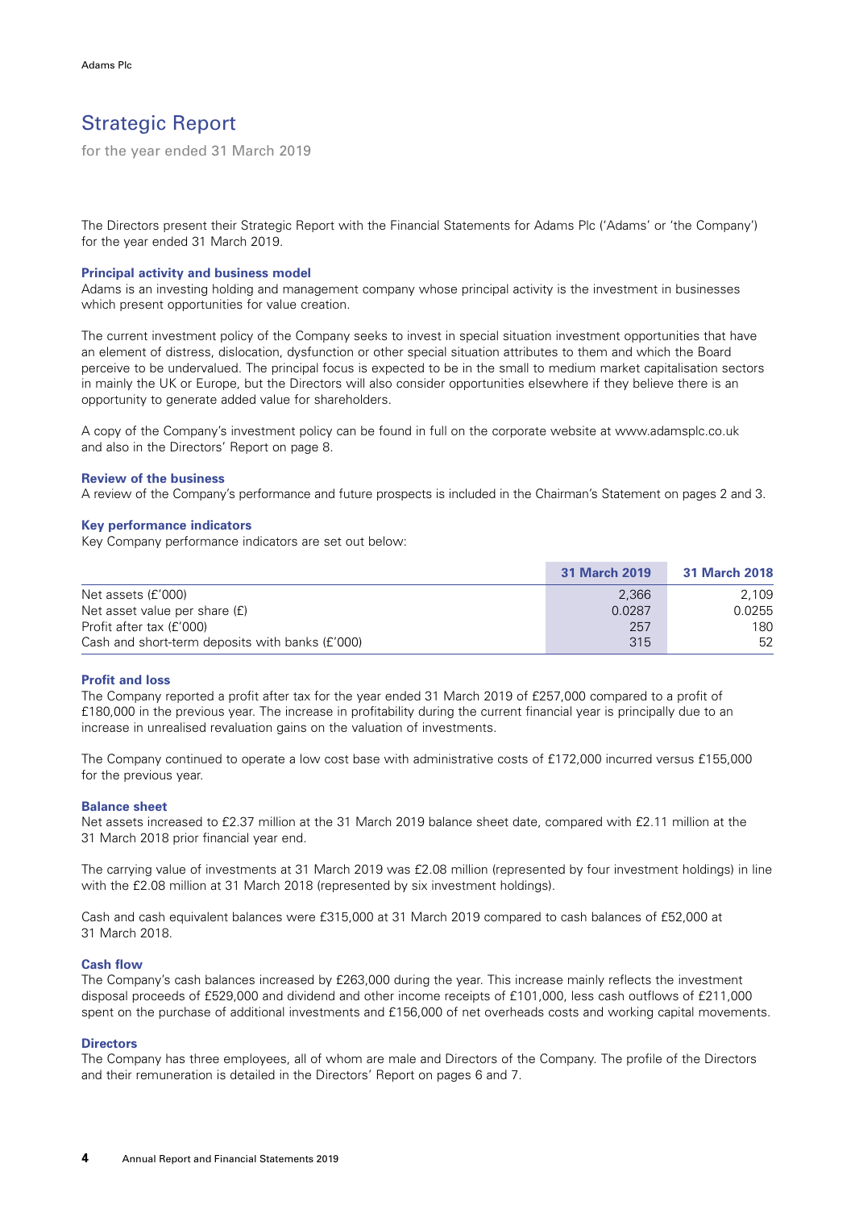# Strategic Report

for the year ended 31 March 2019

The Directors present their Strategic Report with the Financial Statements for Adams Plc ('Adams' or 'the Company') for the year ended 31 March 2019.

### Principal activity and business model

Adams is an investing holding and management company whose principal activity is the investment in businesses which present opportunities for value creation.

The current investment policy of the Company seeks to invest in special situation investment opportunities that have an element of distress, dislocation, dysfunction or other special situation attributes to them and which the Board perceive to be undervalued. The principal focus is expected to be in the small to medium market capitalisation sectors in mainly the UK or Europe, but the Directors will also consider opportunities elsewhere if they believe there is an opportunity to generate added value for shareholders.

A copy of the Company's investment policy can be found in full on the corporate website at www.adamsplc.co.uk and also in the Directors' Report on page 8.

### Review of the business

A review of the Company's performance and future prospects is included in the Chairman's Statement on pages 2 and 3.

### Key performance indicators

Key Company performance indicators are set out below:

| | 31 March 2019 | 31 March 2018 |
|---|---|---|
| Net assets (£'000) | 2,366 | 2,109 |
| Net asset value per share (£) | 0.0287 | 0.0255 |
| Profit after tax (£'000) | 257 | 180 |
| Cash and short-term deposits with banks (£'000) | 315 | 52 |

### Profit and loss

The Company reported a profit after tax for the year ended 31 March 2019 of £257,000 compared to a profit of £180,000 in the previous year. The increase in profitability during the current financial year is principally due to an increase in unrealised revaluation gains on the valuation of investments.

The Company continued to operate a low cost base with administrative costs of £172,000 incurred versus £155,000 for the previous year.

### Balance sheet

Net assets increased to £2.37 million at the 31 March 2019 balance sheet date, compared with £2.11 million at the 31 March 2018 prior financial year end.

The carrying value of investments at 31 March 2019 was £2.08 million (represented by four investment holdings) in line with the £2.08 million at 31 March 2018 (represented by six investment holdings).

Cash and cash equivalent balances were £315,000 at 31 March 2019 compared to cash balances of £52,000 at 31 March 2018.

### Cash flow

The Company's cash balances increased by £263,000 during the year. This increase mainly reflects the investment disposal proceeds of £529,000 and dividend and other income receipts of £101,000, less cash outflows of £211,000 spent on the purchase of additional investments and £156,000 of net overheads costs and working capital movements.

### Directors

The Company has three employees, all of whom are male and Directors of the Company. The profile of the Directors and their remuneration is detailed in the Directors' Report on pages 6 and 7.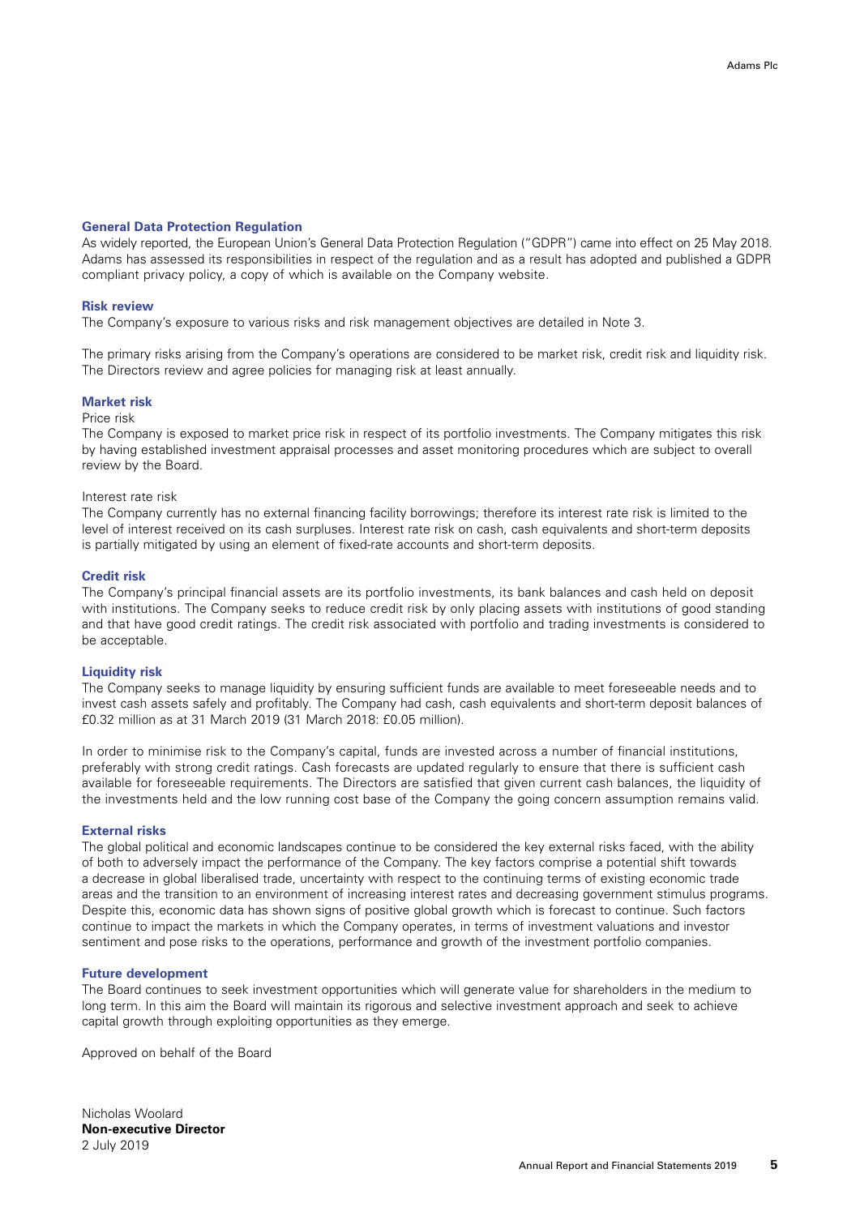### General Data Protection Regulation

As widely reported, the European Union's General Data Protection Regulation ("GDPR") came into effect on 25 May 2018. Adams has assessed its responsibilities in respect of the regulation and as a result has adopted and published a GDPR compliant privacy policy, a copy of which is available on the Company website.

### Risk review

The Company's exposure to various risks and risk management objectives are detailed in Note 3.

The primary risks arising from the Company's operations are considered to be market risk, credit risk and liquidity risk. The Directors review and agree policies for managing risk at least annually.

### Market risk

Price risk

The Company is exposed to market price risk in respect of its portfolio investments. The Company mitigates this risk by having established investment appraisal processes and asset monitoring procedures which are subject to overall review by the Board.

Interest rate risk

The Company currently has no external financing facility borrowings; therefore its interest rate risk is limited to the level of interest received on its cash surpluses. Interest rate risk on cash, cash equivalents and short-term deposits is partially mitigated by using an element of fixed-rate accounts and short-term deposits.

### Credit risk

The Company's principal financial assets are its portfolio investments, its bank balances and cash held on deposit with institutions. The Company seeks to reduce credit risk by only placing assets with institutions of good standing and that have good credit ratings. The credit risk associated with portfolio and trading investments is considered to be acceptable.

### Liquidity risk

The Company seeks to manage liquidity by ensuring sufficient funds are available to meet foreseeable needs and to invest cash assets safely and profitably. The Company had cash, cash equivalents and short-term deposit balances of £0.32 million as at 31 March 2019 (31 March 2018: £0.05 million).

In order to minimise risk to the Company's capital, funds are invested across a number of financial institutions, preferably with strong credit ratings. Cash forecasts are updated regularly to ensure that there is sufficient cash available for foreseeable requirements. The Directors are satisfied that given current cash balances, the liquidity of the investments held and the low running cost base of the Company the going concern assumption remains valid.

### External risks

The global political and economic landscapes continue to be considered the key external risks faced, with the ability of both to adversely impact the performance of the Company. The key factors comprise a potential shift towards a decrease in global liberalised trade, uncertainty with respect to the continuing terms of existing economic trade areas and the transition to an environment of increasing interest rates and decreasing government stimulus programs. Despite this, economic data has shown signs of positive global growth which is forecast to continue. Such factors continue to impact the markets in which the Company operates, in terms of investment valuations and investor sentiment and pose risks to the operations, performance and growth of the investment portfolio companies.

### Future development

The Board continues to seek investment opportunities which will generate value for shareholders in the medium to long term. In this aim the Board will maintain its rigorous and selective investment approach and seek to achieve capital growth through exploiting opportunities as they emerge.

Approved on behalf of the Board

Nicholas Woolard
**Non-executive Director**
2 July 2019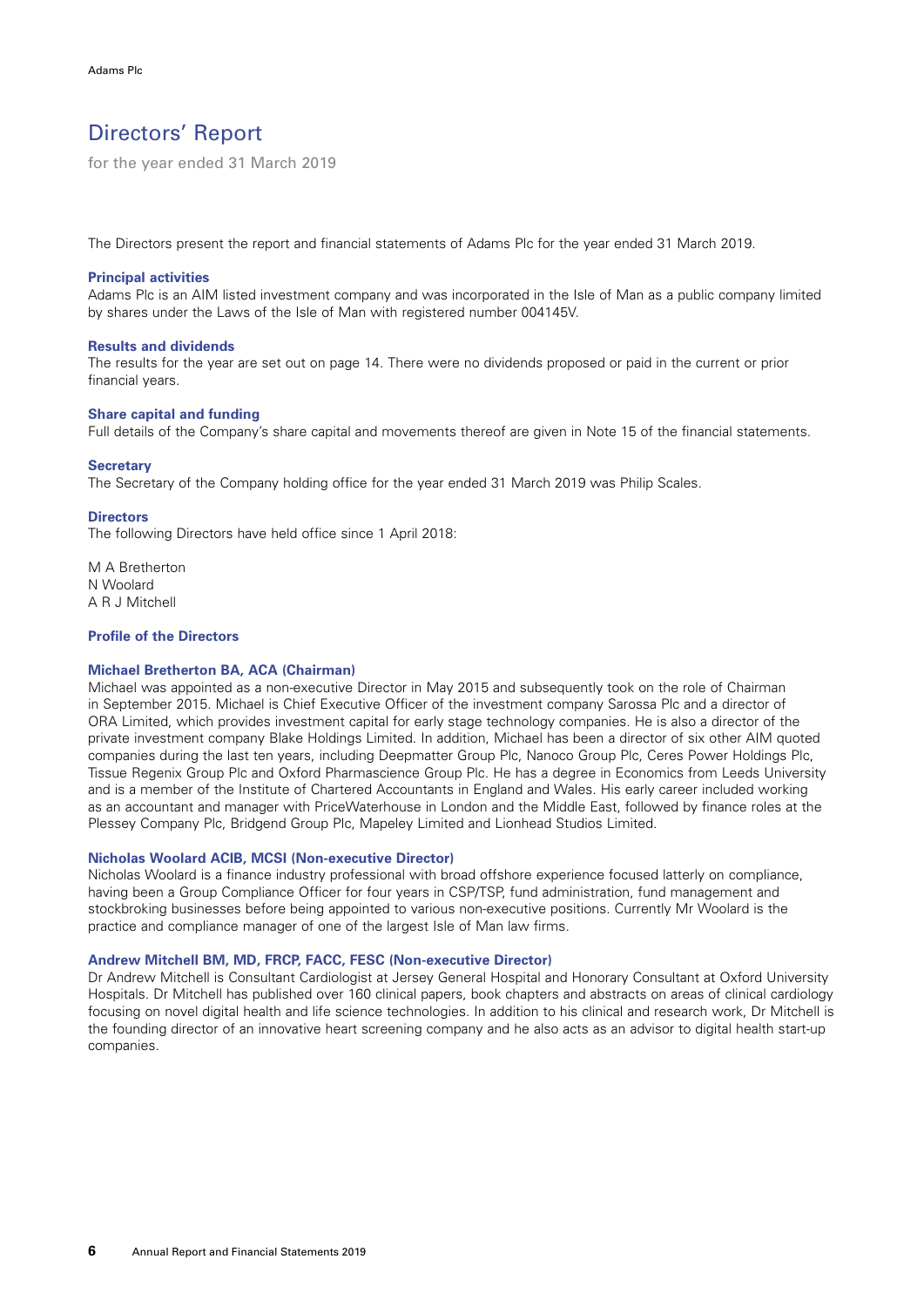# Directors' Report

for the year ended 31 March 2019

The Directors present the report and financial statements of Adams Plc for the year ended 31 March 2019.

### Principal activities

Adams Plc is an AIM listed investment company and was incorporated in the Isle of Man as a public company limited by shares under the Laws of the Isle of Man with registered number 004145V.

### Results and dividends

The results for the year are set out on page 14. There were no dividends proposed or paid in the current or prior financial years.

### Share capital and funding

Full details of the Company's share capital and movements thereof are given in Note 15 of the financial statements.

### Secretary

The Secretary of the Company holding office for the year ended 31 March 2019 was Philip Scales.

### Directors

The following Directors have held office since 1 April 2018:

M A Bretherton  
N Woolard  
A R J Mitchell

### Profile of the Directors

#### Michael Bretherton BA, ACA (Chairman)

Michael was appointed as a non-executive Director in May 2015 and subsequently took on the role of Chairman in September 2015. Michael is Chief Executive Officer of the investment company Sarossa Plc and a director of ORA Limited, which provides investment capital for early stage technology companies. He is also a director of the private investment company Blake Holdings Limited. In addition, Michael has been a director of six other AIM quoted companies during the last ten years, including Deepmatter Group Plc, Nanoco Group Plc, Ceres Power Holdings Plc, Tissue Regenix Group Plc and Oxford Pharmascience Group Plc. He has a degree in Economics from Leeds University and is a member of the Institute of Chartered Accountants in England and Wales. His early career included working as an accountant and manager with PriceWaterhouse in London and the Middle East, followed by finance roles at the Plessey Company Plc, Bridgend Group Plc, Mapeley Limited and Lionhead Studios Limited.

#### Nicholas Woolard ACIB, MCSI (Non-executive Director)

Nicholas Woolard is a finance industry professional with broad offshore experience focused latterly on compliance, having been a Group Compliance Officer for four years in CSP/TSP, fund administration, fund management and stockbroking businesses before being appointed to various non-executive positions. Currently Mr Woolard is the practice and compliance manager of one of the largest Isle of Man law firms.

#### Andrew Mitchell BM, MD, FRCP, FACC, FESC (Non-executive Director)

Dr Andrew Mitchell is Consultant Cardiologist at Jersey General Hospital and Honorary Consultant at Oxford University Hospitals. Dr Mitchell has published over 160 clinical papers, book chapters and abstracts on areas of clinical cardiology focusing on novel digital health and life science technologies. In addition to his clinical and research work, Dr Mitchell is the founding director of an innovative heart screening company and he also acts as an advisor to digital health start-up companies.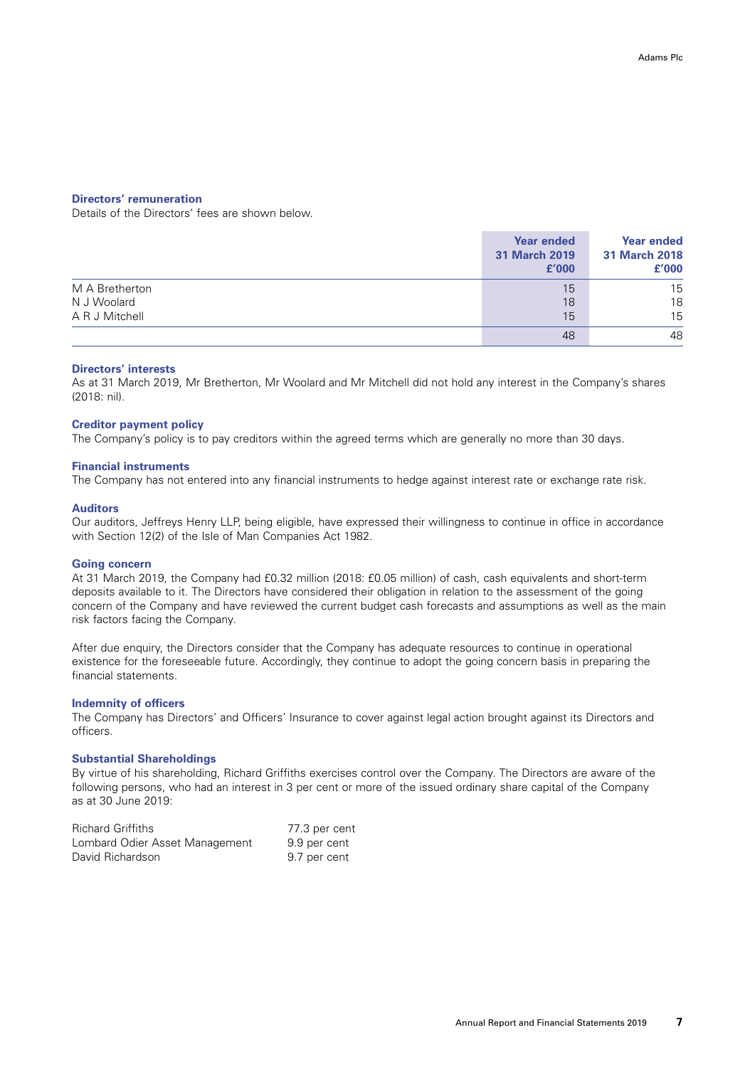### Directors' remuneration

Details of the Directors' fees are shown below.

| | Year ended 31 March 2019 £'000 | Year ended 31 March 2018 £'000 |
|---|---|---|
| M A Bretherton | 15 | 15 |
| N J Woolard | 18 | 18 |
| A R J Mitchell | 15 | 15 |
| | 48 | 48 |

### Directors' interests

As at 31 March 2019, Mr Bretherton, Mr Woolard and Mr Mitchell did not hold any interest in the Company's shares (2018: nil).

### Creditor payment policy

The Company's policy is to pay creditors within the agreed terms which are generally no more than 30 days.

### Financial instruments

The Company has not entered into any financial instruments to hedge against interest rate or exchange rate risk.

### Auditors

Our auditors, Jeffreys Henry LLP, being eligible, have expressed their willingness to continue in office in accordance with Section 12(2) of the Isle of Man Companies Act 1982.

### Going concern

At 31 March 2019, the Company had £0.32 million (2018: £0.05 million) of cash, cash equivalents and short-term deposits available to it. The Directors have considered their obligation in relation to the assessment of the going concern of the Company and have reviewed the current budget cash forecasts and assumptions as well as the main risk factors facing the Company.

After due enquiry, the Directors consider that the Company has adequate resources to continue in operational existence for the foreseeable future. Accordingly, they continue to adopt the going concern basis in preparing the financial statements.

### Indemnity of officers

The Company has Directors' and Officers' Insurance to cover against legal action brought against its Directors and officers.

### Substantial Shareholdings

By virtue of his shareholding, Richard Griffiths exercises control over the Company. The Directors are aware of the following persons, who had an interest in 3 per cent or more of the issued ordinary share capital of the Company as at 30 June 2019:

| | |
|---|---|
| Richard Griffiths | 77.3 per cent |
| Lombard Odier Asset Management | 9.9 per cent |
| David Richardson | 9.7 per cent |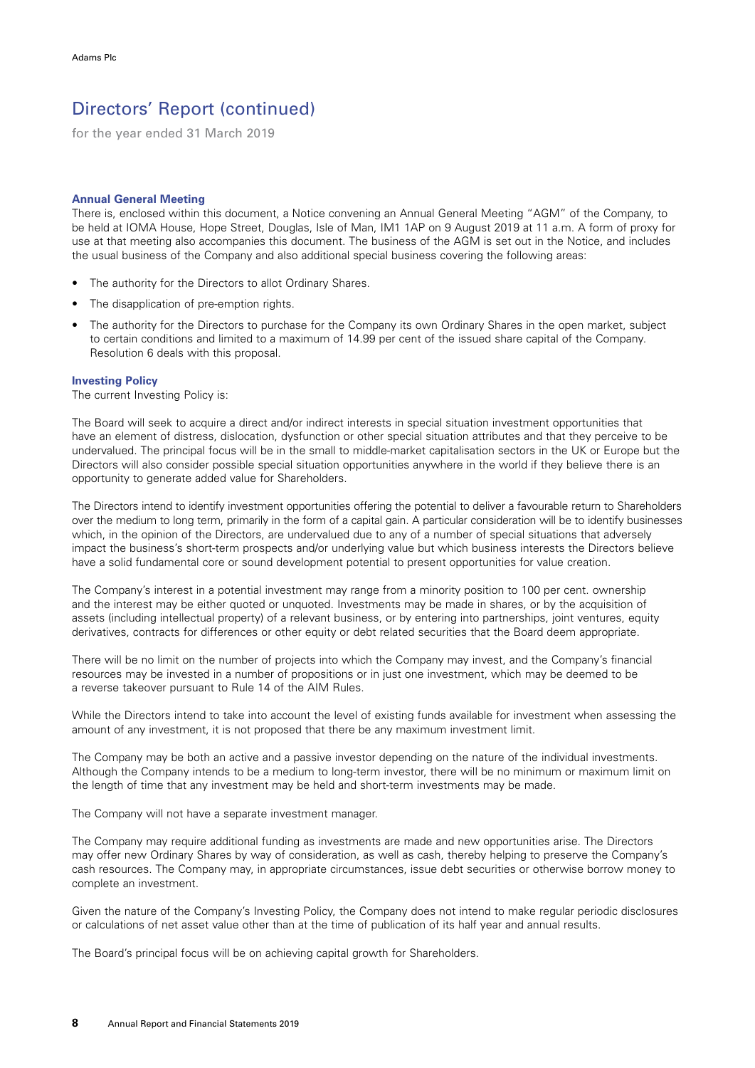## Directors' Report (continued)

for the year ended 31 March 2019

### Annual General Meeting

There is, enclosed within this document, a Notice convening an Annual General Meeting "AGM" of the Company, to be held at IOMA House, Hope Street, Douglas, Isle of Man, IM1 1AP on 9 August 2019 at 11 a.m. A form of proxy for use at that meeting also accompanies this document. The business of the AGM is set out in the Notice, and includes the usual business of the Company and also additional special business covering the following areas:

- The authority for the Directors to allot Ordinary Shares.
- The disapplication of pre-emption rights.
- The authority for the Directors to purchase for the Company its own Ordinary Shares in the open market, subject to certain conditions and limited to a maximum of 14.99 per cent of the issued share capital of the Company. Resolution 6 deals with this proposal.

### Investing Policy

The current Investing Policy is:

The Board will seek to acquire a direct and/or indirect interests in special situation investment opportunities that have an element of distress, dislocation, dysfunction or other special situation attributes and that they perceive to be undervalued. The principal focus will be in the small to middle-market capitalisation sectors in the UK or Europe but the Directors will also consider possible special situation opportunities anywhere in the world if they believe there is an opportunity to generate added value for Shareholders.

The Directors intend to identify investment opportunities offering the potential to deliver a favourable return to Shareholders over the medium to long term, primarily in the form of a capital gain. A particular consideration will be to identify businesses which, in the opinion of the Directors, are undervalued due to any of a number of special situations that adversely impact the business's short-term prospects and/or underlying value but which business interests the Directors believe have a solid fundamental core or sound development potential to present opportunities for value creation.

The Company's interest in a potential investment may range from a minority position to 100 per cent. ownership and the interest may be either quoted or unquoted. Investments may be made in shares, or by the acquisition of assets (including intellectual property) of a relevant business, or by entering into partnerships, joint ventures, equity derivatives, contracts for differences or other equity or debt related securities that the Board deem appropriate.

There will be no limit on the number of projects into which the Company may invest, and the Company's financial resources may be invested in a number of propositions or in just one investment, which may be deemed to be a reverse takeover pursuant to Rule 14 of the AIM Rules.

While the Directors intend to take into account the level of existing funds available for investment when assessing the amount of any investment, it is not proposed that there be any maximum investment limit.

The Company may be both an active and a passive investor depending on the nature of the individual investments. Although the Company intends to be a medium to long-term investor, there will be no minimum or maximum limit on the length of time that any investment may be held and short-term investments may be made.

The Company will not have a separate investment manager.

The Company may require additional funding as investments are made and new opportunities arise. The Directors may offer new Ordinary Shares by way of consideration, as well as cash, thereby helping to preserve the Company's cash resources. The Company may, in appropriate circumstances, issue debt securities or otherwise borrow money to complete an investment.

Given the nature of the Company's Investing Policy, the Company does not intend to make regular periodic disclosures or calculations of net asset value other than at the time of publication of its half year and annual results.

The Board's principal focus will be on achieving capital growth for Shareholders.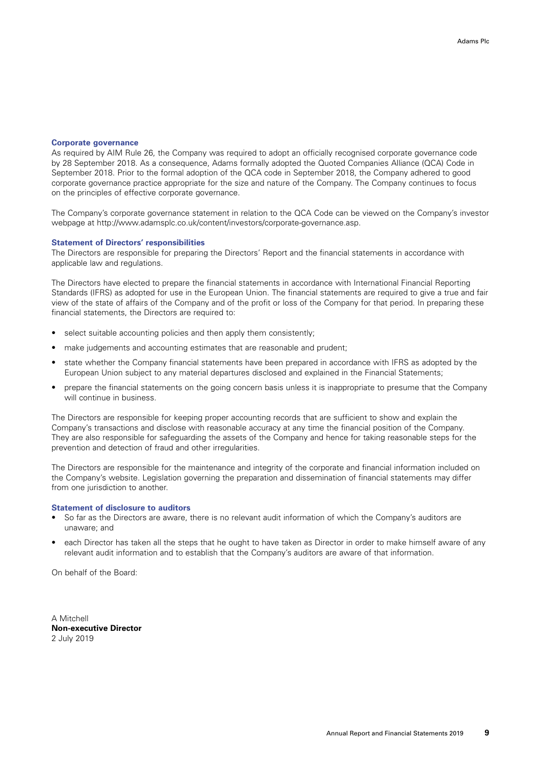### Corporate governance

As required by AIM Rule 26, the Company was required to adopt an officially recognised corporate governance code by 28 September 2018. As a consequence, Adams formally adopted the Quoted Companies Alliance (QCA) Code in September 2018. Prior to the formal adoption of the QCA code in September 2018, the Company adhered to good corporate governance practice appropriate for the size and nature of the Company. The Company continues to focus on the principles of effective corporate governance.

The Company's corporate governance statement in relation to the QCA Code can be viewed on the Company's investor webpage at http://www.adamsplc.co.uk/content/investors/corporate-governance.asp.

### Statement of Directors' responsibilities

The Directors are responsible for preparing the Directors' Report and the financial statements in accordance with applicable law and regulations.

The Directors have elected to prepare the financial statements in accordance with International Financial Reporting Standards (IFRS) as adopted for use in the European Union. The financial statements are required to give a true and fair view of the state of affairs of the Company and of the profit or loss of the Company for that period. In preparing these financial statements, the Directors are required to:

- select suitable accounting policies and then apply them consistently;
- make judgements and accounting estimates that are reasonable and prudent;
- state whether the Company financial statements have been prepared in accordance with IFRS as adopted by the European Union subject to any material departures disclosed and explained in the Financial Statements;
- prepare the financial statements on the going concern basis unless it is inappropriate to presume that the Company will continue in business.

The Directors are responsible for keeping proper accounting records that are sufficient to show and explain the Company's transactions and disclose with reasonable accuracy at any time the financial position of the Company. They are also responsible for safeguarding the assets of the Company and hence for taking reasonable steps for the prevention and detection of fraud and other irregularities.

The Directors are responsible for the maintenance and integrity of the corporate and financial information included on the Company's website. Legislation governing the preparation and dissemination of financial statements may differ from one jurisdiction to another.

### Statement of disclosure to auditors

- So far as the Directors are aware, there is no relevant audit information of which the Company's auditors are unaware; and
- each Director has taken all the steps that he ought to have taken as Director in order to make himself aware of any relevant audit information and to establish that the Company's auditors are aware of that information.

On behalf of the Board:

A Mitchell
**Non-executive Director**
2 July 2019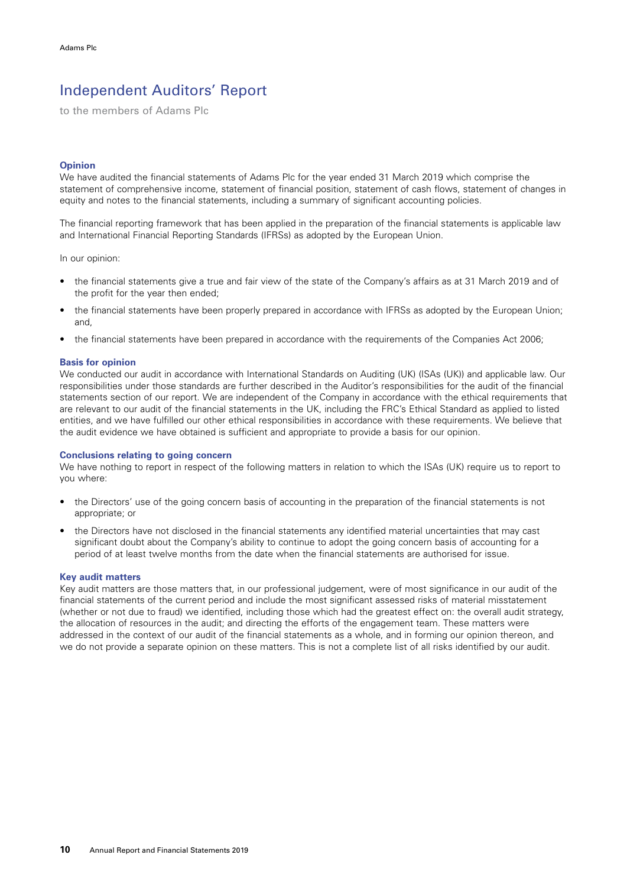# Independent Auditors' Report

to the members of Adams Plc

## Opinion

We have audited the financial statements of Adams Plc for the year ended 31 March 2019 which comprise the statement of comprehensive income, statement of financial position, statement of cash flows, statement of changes in equity and notes to the financial statements, including a summary of significant accounting policies.

The financial reporting framework that has been applied in the preparation of the financial statements is applicable law and International Financial Reporting Standards (IFRSs) as adopted by the European Union.

In our opinion:

- the financial statements give a true and fair view of the state of the Company's affairs as at 31 March 2019 and of the profit for the year then ended;
- the financial statements have been properly prepared in accordance with IFRSs as adopted by the European Union; and,
- the financial statements have been prepared in accordance with the requirements of the Companies Act 2006;

## Basis for opinion

We conducted our audit in accordance with International Standards on Auditing (UK) (ISAs (UK)) and applicable law. Our responsibilities under those standards are further described in the Auditor's responsibilities for the audit of the financial statements section of our report. We are independent of the Company in accordance with the ethical requirements that are relevant to our audit of the financial statements in the UK, including the FRC's Ethical Standard as applied to listed entities, and we have fulfilled our other ethical responsibilities in accordance with these requirements. We believe that the audit evidence we have obtained is sufficient and appropriate to provide a basis for our opinion.

## Conclusions relating to going concern

We have nothing to report in respect of the following matters in relation to which the ISAs (UK) require us to report to you where:

- the Directors' use of the going concern basis of accounting in the preparation of the financial statements is not appropriate; or
- the Directors have not disclosed in the financial statements any identified material uncertainties that may cast significant doubt about the Company's ability to continue to adopt the going concern basis of accounting for a period of at least twelve months from the date when the financial statements are authorised for issue.

## Key audit matters

Key audit matters are those matters that, in our professional judgement, were of most significance in our audit of the financial statements of the current period and include the most significant assessed risks of material misstatement (whether or not due to fraud) we identified, including those which had the greatest effect on: the overall audit strategy, the allocation of resources in the audit; and directing the efforts of the engagement team. These matters were addressed in the context of our audit of the financial statements as a whole, and in forming our opinion thereon, and we do not provide a separate opinion on these matters. This is not a complete list of all risks identified by our audit.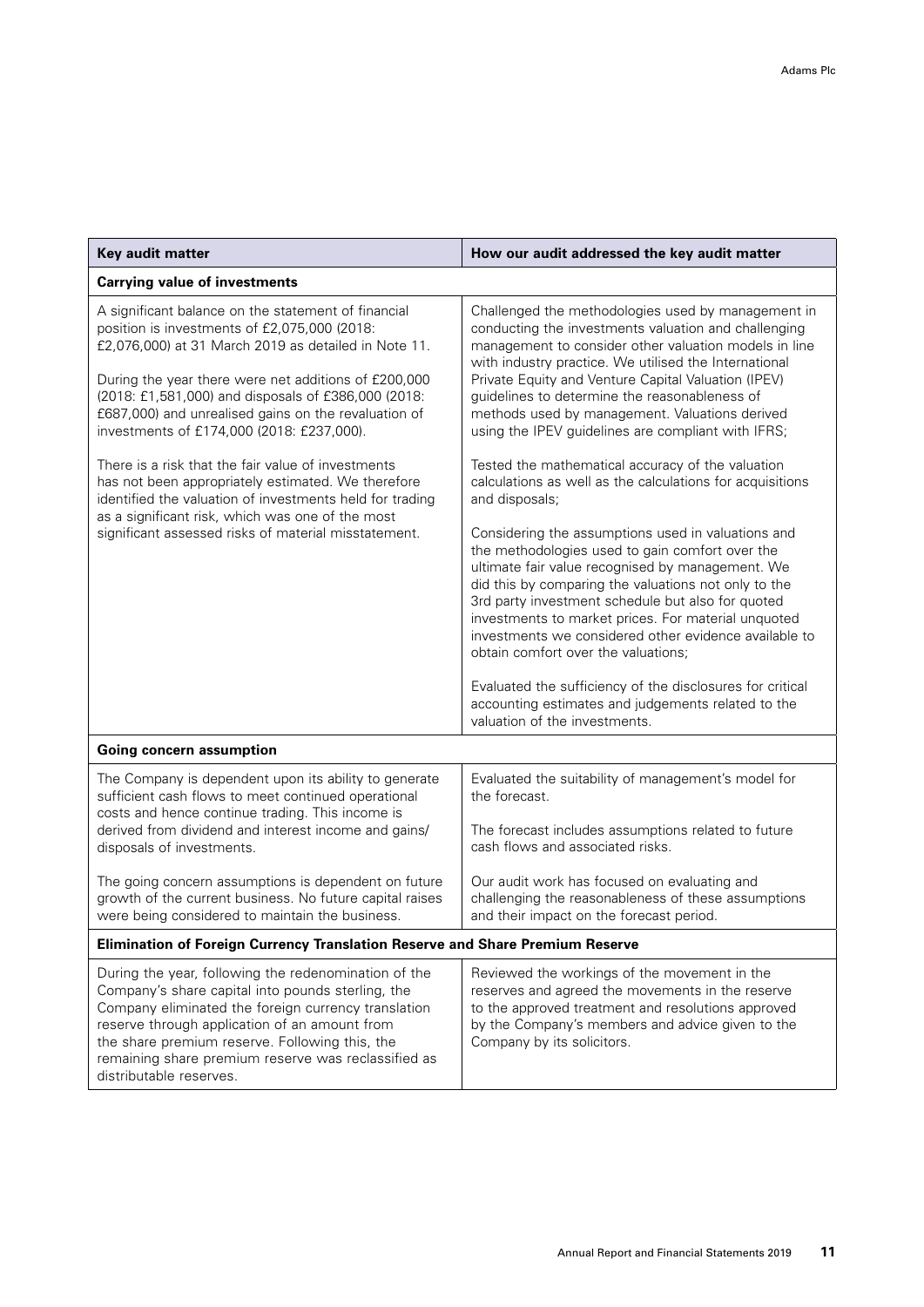| Key audit matter | How our audit addressed the key audit matter |
|---|---|
| **Carrying value of investments** | |
| A significant balance on the statement of financial position is investments of £2,075,000 (2018: £2,076,000) at 31 March 2019 as detailed in Note 11.<br><br>During the year there were net additions of £200,000 (2018: £1,581,000) and disposals of £386,000 (2018: £687,000) and unrealised gains on the revaluation of investments of £174,000 (2018: £237,000).<br><br>There is a risk that the fair value of investments has not been appropriately estimated. We therefore identified the valuation of investments held for trading as a significant risk, which was one of the most significant assessed risks of material misstatement. | Challenged the methodologies used by management in conducting the investments valuation and challenging management to consider other valuation models in line with industry practice. We utilised the International Private Equity and Venture Capital Valuation (IPEV) guidelines to determine the reasonableness of methods used by management. Valuations derived using the IPEV guidelines are compliant with IFRS;<br><br>Tested the mathematical accuracy of the valuation calculations as well as the calculations for acquisitions and disposals;<br><br>Considering the assumptions used in valuations and the methodologies used to gain comfort over the ultimate fair value recognised by management. We did this by comparing the valuations not only to the 3rd party investment schedule but also for quoted investments to market prices. For material unquoted investments we considered other evidence available to obtain comfort over the valuations;<br><br>Evaluated the sufficiency of the disclosures for critical accounting estimates and judgements related to the valuation of the investments. |
| **Going concern assumption** | |
| The Company is dependent upon its ability to generate sufficient cash flows to meet continued operational costs and hence continue trading. This income is derived from dividend and interest income and gains/disposals of investments.<br><br>The going concern assumptions is dependent on future growth of the current business. No future capital raises were being considered to maintain the business. | Evaluated the suitability of management's model for the forecast.<br><br>The forecast includes assumptions related to future cash flows and associated risks.<br><br>Our audit work has focused on evaluating and challenging the reasonableness of these assumptions and their impact on the forecast period. |
| **Elimination of Foreign Currency Translation Reserve and Share Premium Reserve** | |
| During the year, following the redenomination of the Company's share capital into pounds sterling, the Company eliminated the foreign currency translation reserve through application of an amount from the share premium reserve. Following this, the remaining share premium reserve was reclassified as distributable reserves. | Reviewed the workings of the movement in the reserves and agreed the movements in the reserve to the approved treatment and resolutions approved by the Company's members and advice given to the Company by its solicitors. |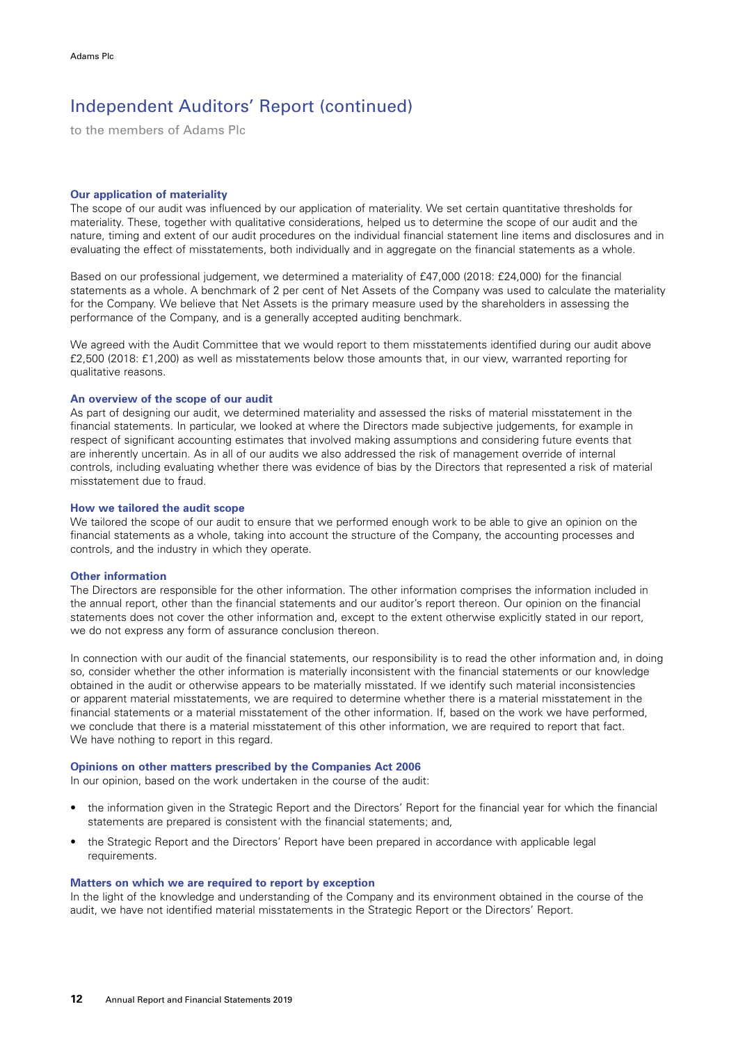# Independent Auditors' Report (continued)

to the members of Adams Plc

### Our application of materiality

The scope of our audit was influenced by our application of materiality. We set certain quantitative thresholds for materiality. These, together with qualitative considerations, helped us to determine the scope of our audit and the nature, timing and extent of our audit procedures on the individual financial statement line items and disclosures and in evaluating the effect of misstatements, both individually and in aggregate on the financial statements as a whole.

Based on our professional judgement, we determined a materiality of £47,000 (2018: £24,000) for the financial statements as a whole. A benchmark of 2 per cent of Net Assets of the Company was used to calculate the materiality for the Company. We believe that Net Assets is the primary measure used by the shareholders in assessing the performance of the Company, and is a generally accepted auditing benchmark.

We agreed with the Audit Committee that we would report to them misstatements identified during our audit above £2,500 (2018: £1,200) as well as misstatements below those amounts that, in our view, warranted reporting for qualitative reasons.

### An overview of the scope of our audit

As part of designing our audit, we determined materiality and assessed the risks of material misstatement in the financial statements. In particular, we looked at where the Directors made subjective judgements, for example in respect of significant accounting estimates that involved making assumptions and considering future events that are inherently uncertain. As in all of our audits we also addressed the risk of management override of internal controls, including evaluating whether there was evidence of bias by the Directors that represented a risk of material misstatement due to fraud.

### How we tailored the audit scope

We tailored the scope of our audit to ensure that we performed enough work to be able to give an opinion on the financial statements as a whole, taking into account the structure of the Company, the accounting processes and controls, and the industry in which they operate.

### Other information

The Directors are responsible for the other information. The other information comprises the information included in the annual report, other than the financial statements and our auditor's report thereon. Our opinion on the financial statements does not cover the other information and, except to the extent otherwise explicitly stated in our report, we do not express any form of assurance conclusion thereon.

In connection with our audit of the financial statements, our responsibility is to read the other information and, in doing so, consider whether the other information is materially inconsistent with the financial statements or our knowledge obtained in the audit or otherwise appears to be materially misstated. If we identify such material inconsistencies or apparent material misstatements, we are required to determine whether there is a material misstatement in the financial statements or a material misstatement of the other information. If, based on the work we have performed, we conclude that there is a material misstatement of this other information, we are required to report that fact. We have nothing to report in this regard.

### Opinions on other matters prescribed by the Companies Act 2006

In our opinion, based on the work undertaken in the course of the audit:

- the information given in the Strategic Report and the Directors' Report for the financial year for which the financial statements are prepared is consistent with the financial statements; and,
- the Strategic Report and the Directors' Report have been prepared in accordance with applicable legal requirements.

### Matters on which we are required to report by exception

In the light of the knowledge and understanding of the Company and its environment obtained in the course of the audit, we have not identified material misstatements in the Strategic Report or the Directors' Report.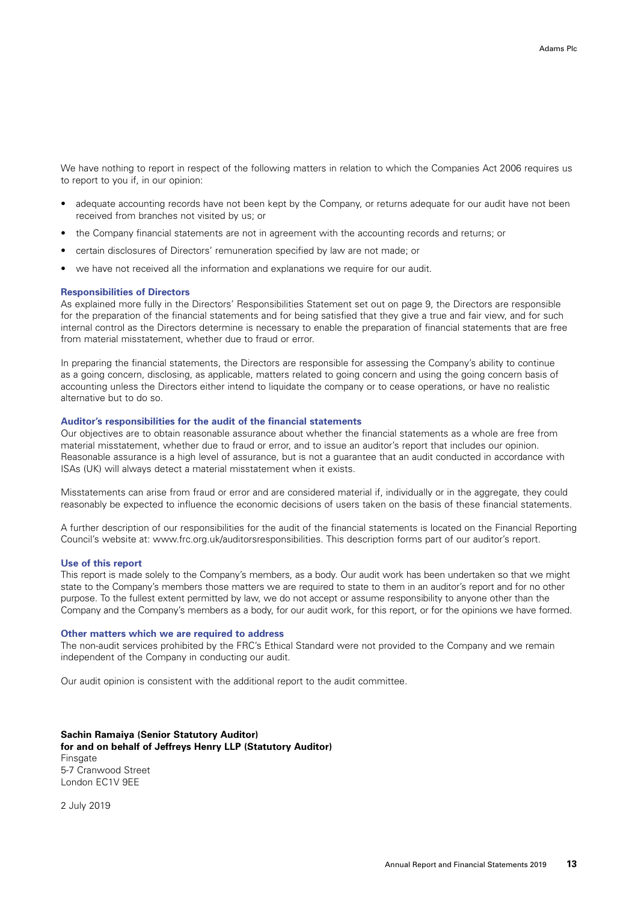We have nothing to report in respect of the following matters in relation to which the Companies Act 2006 requires us to report to you if, in our opinion:

- adequate accounting records have not been kept by the Company, or returns adequate for our audit have not been received from branches not visited by us; or
- the Company financial statements are not in agreement with the accounting records and returns; or
- certain disclosures of Directors' remuneration specified by law are not made; or
- we have not received all the information and explanations we require for our audit.

### Responsibilities of Directors

As explained more fully in the Directors' Responsibilities Statement set out on page 9, the Directors are responsible for the preparation of the financial statements and for being satisfied that they give a true and fair view, and for such internal control as the Directors determine is necessary to enable the preparation of financial statements that are free from material misstatement, whether due to fraud or error.

In preparing the financial statements, the Directors are responsible for assessing the Company's ability to continue as a going concern, disclosing, as applicable, matters related to going concern and using the going concern basis of accounting unless the Directors either intend to liquidate the company or to cease operations, or have no realistic alternative but to do so.

### Auditor's responsibilities for the audit of the financial statements

Our objectives are to obtain reasonable assurance about whether the financial statements as a whole are free from material misstatement, whether due to fraud or error, and to issue an auditor's report that includes our opinion. Reasonable assurance is a high level of assurance, but is not a guarantee that an audit conducted in accordance with ISAs (UK) will always detect a material misstatement when it exists.

Misstatements can arise from fraud or error and are considered material if, individually or in the aggregate, they could reasonably be expected to influence the economic decisions of users taken on the basis of these financial statements.

A further description of our responsibilities for the audit of the financial statements is located on the Financial Reporting Council's website at: www.frc.org.uk/auditorsresponsibilities. This description forms part of our auditor's report.

### Use of this report

This report is made solely to the Company's members, as a body. Our audit work has been undertaken so that we might state to the Company's members those matters we are required to state to them in an auditor's report and for no other purpose. To the fullest extent permitted by law, we do not accept or assume responsibility to anyone other than the Company and the Company's members as a body, for our audit work, for this report, or for the opinions we have formed.

### Other matters which we are required to address

The non-audit services prohibited by the FRC's Ethical Standard were not provided to the Company and we remain independent of the Company in conducting our audit.

Our audit opinion is consistent with the additional report to the audit committee.

**Sachin Ramaiya (Senior Statutory Auditor)**
**for and on behalf of Jeffreys Henry LLP (Statutory Auditor)**
Finsgate
5-7 Cranwood Street
London EC1V 9EE

2 July 2019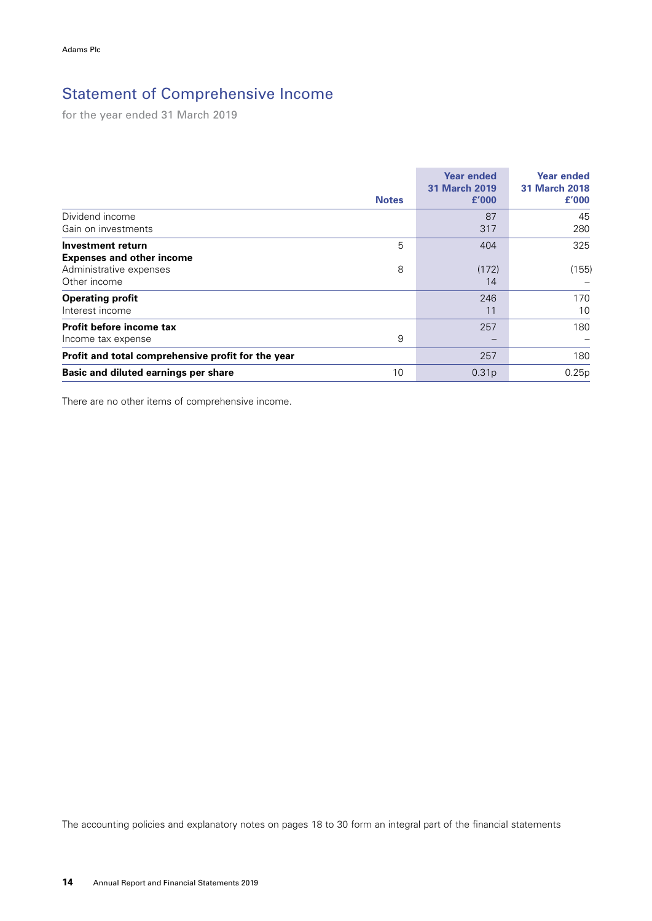# Statement of Comprehensive Income

for the year ended 31 March 2019

| | Notes | Year ended 31 March 2019 £'000 | Year ended 31 March 2018 £'000 |
|---|---|---|---|
| Dividend income | | 87 | 45 |
| Gain on investments | | 317 | 280 |
| **Investment return** | 5 | 404 | 325 |
| **Expenses and other income** | | | |
| Administrative expenses | 8 | (172) | (155) |
| Other income | | 14 | – |
| **Operating profit** | | 246 | 170 |
| Interest income | | 11 | 10 |
| **Profit before income tax** | | 257 | 180 |
| Income tax expense | 9 | – | – |
| **Profit and total comprehensive profit for the year** | | 257 | 180 |
| **Basic and diluted earnings per share** | 10 | 0.31p | 0.25p |

There are no other items of comprehensive income.

The accounting policies and explanatory notes on pages 18 to 30 form an integral part of the financial statements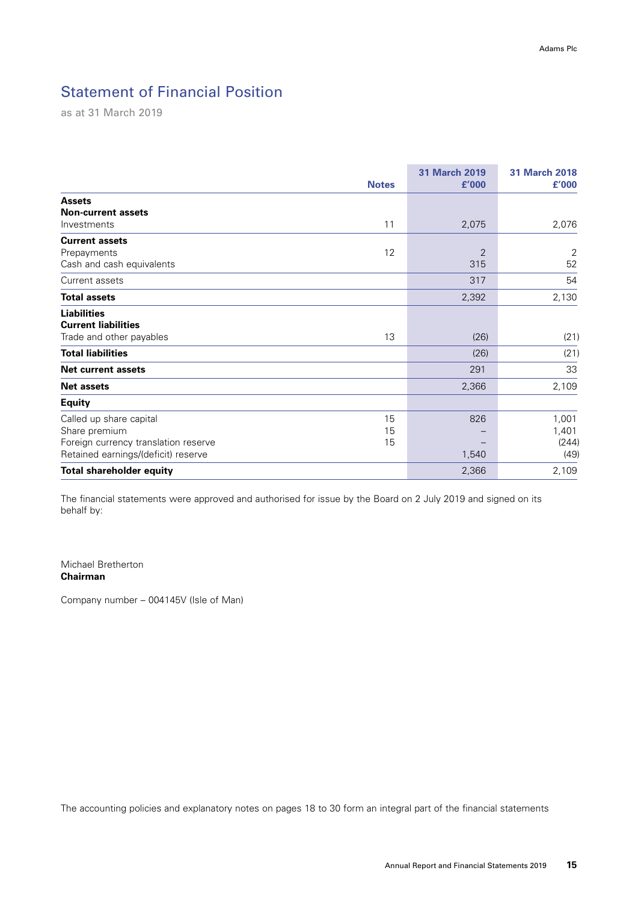# Statement of Financial Position

as at 31 March 2019

| | Notes | 31 March 2019 £'000 | 31 March 2018 £'000 |
|---|---|---|---|
| **Assets** | | | |
| **Non-current assets** | | | |
| Investments | 11 | 2,075 | 2,076 |
| **Current assets** | | | |
| Prepayments | 12 | 2 | 2 |
| Cash and cash equivalents | | 315 | 52 |
| Current assets | | 317 | 54 |
| **Total assets** | | 2,392 | 2,130 |
| **Liabilities** | | | |
| **Current liabilities** | | | |
| Trade and other payables | 13 | (26) | (21) |
| **Total liabilities** | | (26) | (21) |
| **Net current assets** | | 291 | 33 |
| **Net assets** | | 2,366 | 2,109 |
| **Equity** | | | |
| Called up share capital | 15 | 826 | 1,001 |
| Share premium | 15 | – | 1,401 |
| Foreign currency translation reserve | 15 | – | (244) |
| Retained earnings/(deficit) reserve | | 1,540 | (49) |
| **Total shareholder equity** | | 2,366 | 2,109 |

The financial statements were approved and authorised for issue by the Board on 2 July 2019 and signed on its behalf by:

Michael Bretherton
**Chairman**

Company number – 004145V (Isle of Man)

The accounting policies and explanatory notes on pages 18 to 30 form an integral part of the financial statements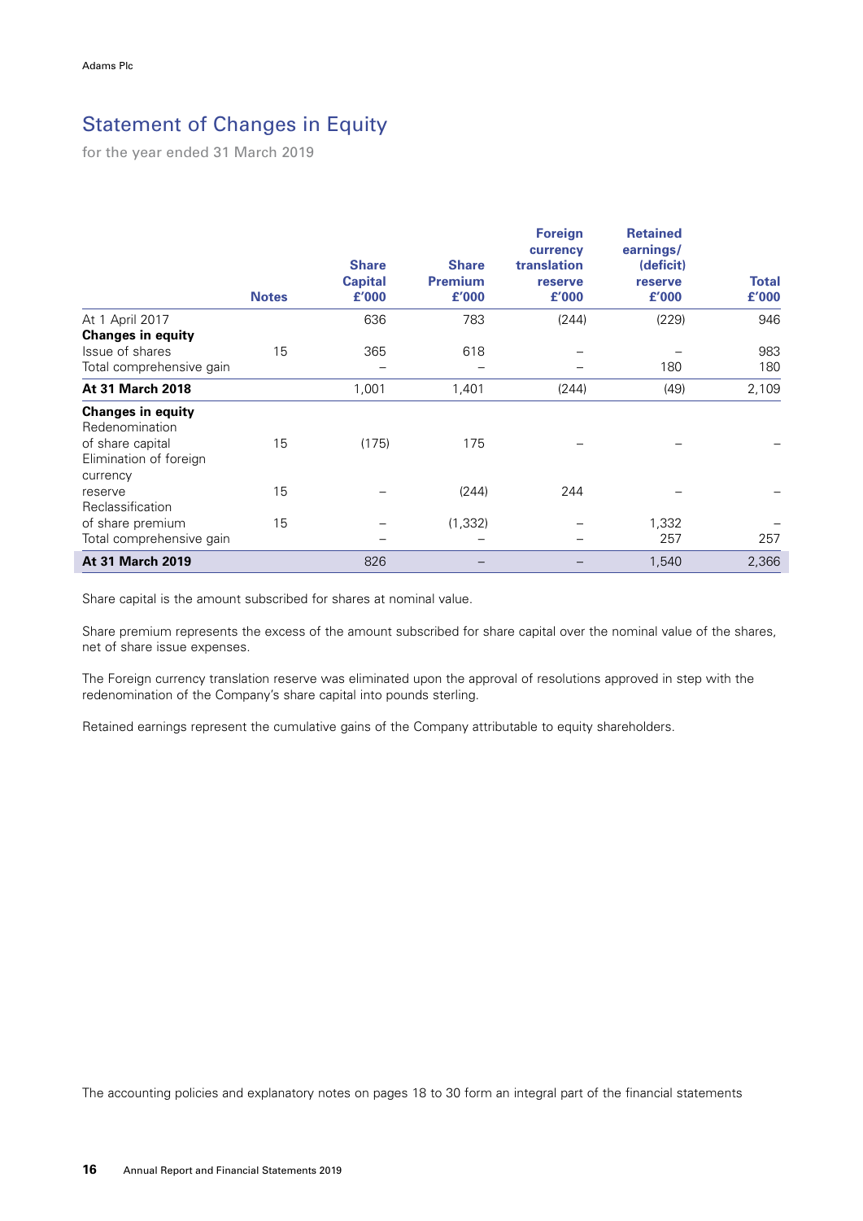# Statement of Changes in Equity

for the year ended 31 March 2019

| | Notes | Share Capital £'000 | Share Premium £'000 | Foreign currency translation reserve £'000 | Retained earnings/ (deficit) reserve £'000 | Total £'000 |
|---|---|---|---|---|---|---|
| At 1 April 2017 | | 636 | 783 | (244) | (229) | 946 |
| **Changes in equity** | | | | | | |
| Issue of shares | 15 | 365 | 618 | – | – | 983 |
| Total comprehensive gain | | – | – | – | 180 | 180 |
| **At 31 March 2018** | | 1,001 | 1,401 | (244) | (49) | 2,109 |
| **Changes in equity** | | | | | | |
| Redenomination of share capital | 15 | (175) | 175 | – | – | – |
| Elimination of foreign currency reserve | 15 | – | (244) | 244 | – | – |
| Reclassification of share premium | 15 | – | (1,332) | – | 1,332 | – |
| Total comprehensive gain | | – | – | – | 257 | 257 |
| **At 31 March 2019** | | 826 | – | – | 1,540 | 2,366 |

Share capital is the amount subscribed for shares at nominal value.

Share premium represents the excess of the amount subscribed for share capital over the nominal value of the shares, net of share issue expenses.

The Foreign currency translation reserve was eliminated upon the approval of resolutions approved in step with the redenomination of the Company's share capital into pounds sterling.

Retained earnings represent the cumulative gains of the Company attributable to equity shareholders.

The accounting policies and explanatory notes on pages 18 to 30 form an integral part of the financial statements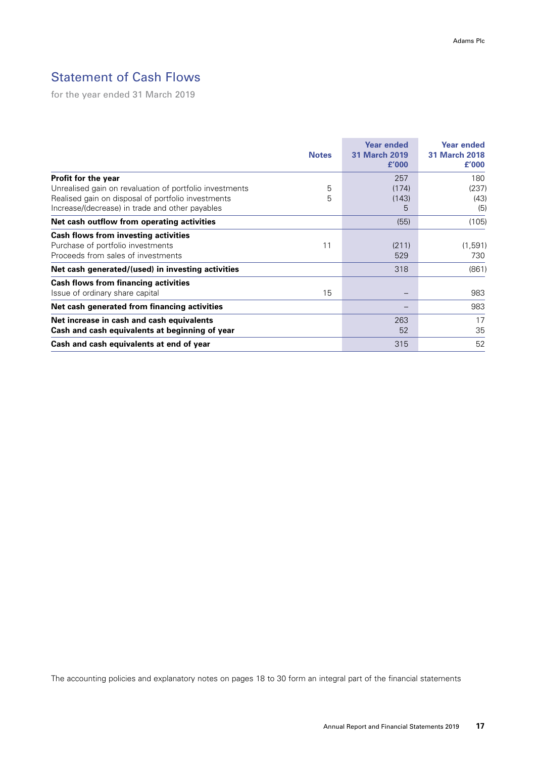## Statement of Cash Flows

for the year ended 31 March 2019

| | Notes | Year ended 31 March 2019 £'000 | Year ended 31 March 2018 £'000 |
|---|---|---|---|
| **Profit for the year** | | 257 | 180 |
| Unrealised gain on revaluation of portfolio investments | 5 | (174) | (237) |
| Realised gain on disposal of portfolio investments | 5 | (143) | (43) |
| Increase/(decrease) in trade and other payables | | 5 | (5) |
| **Net cash outflow from operating activities** | | (55) | (105) |
| **Cash flows from investing activities** | | | |
| Purchase of portfolio investments | 11 | (211) | (1,591) |
| Proceeds from sales of investments | | 529 | 730 |
| **Net cash generated/(used) in investing activities** | | 318 | (861) |
| **Cash flows from financing activities** | | | |
| Issue of ordinary share capital | 15 | – | 983 |
| **Net cash generated from financing activities** | | – | 983 |
| **Net increase in cash and cash equivalents** | | 263 | 17 |
| **Cash and cash equivalents at beginning of year** | | 52 | 35 |
| **Cash and cash equivalents at end of year** | | 315 | 52 |

The accounting policies and explanatory notes on pages 18 to 30 form an integral part of the financial statements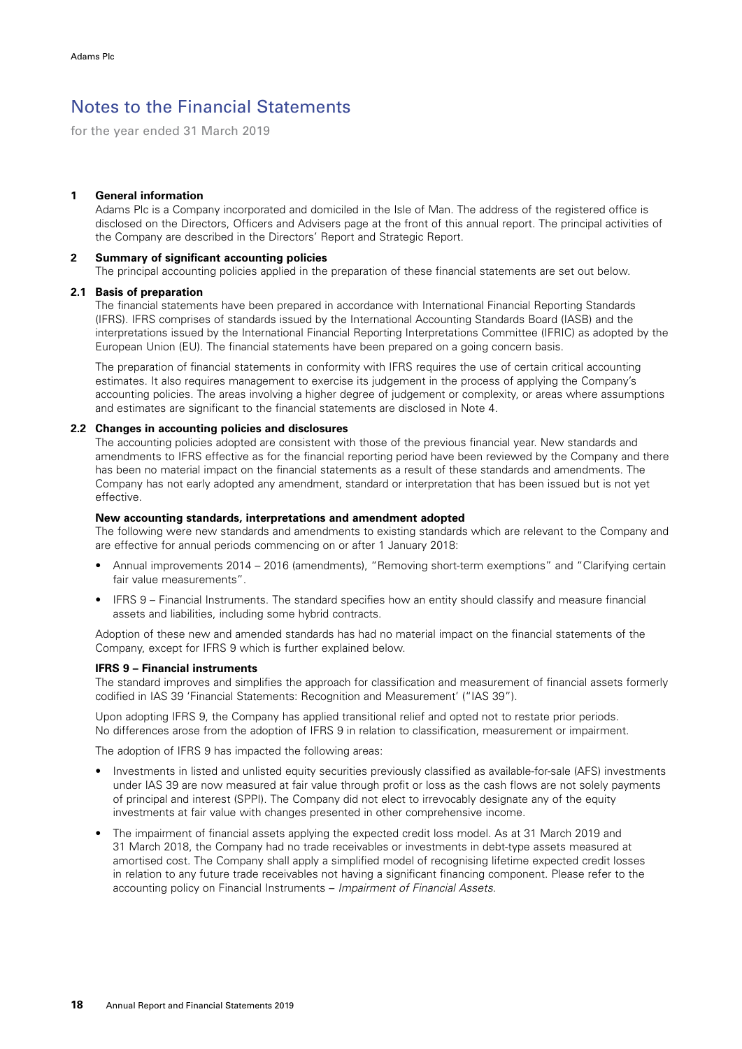# Notes to the Financial Statements

for the year ended 31 March 2019

## 1 General information

Adams Plc is a Company incorporated and domiciled in the Isle of Man. The address of the registered office is disclosed on the Directors, Officers and Advisers page at the front of this annual report. The principal activities of the Company are described in the Directors' Report and Strategic Report.

## 2 Summary of significant accounting policies

The principal accounting policies applied in the preparation of these financial statements are set out below.

### 2.1 Basis of preparation

The financial statements have been prepared in accordance with International Financial Reporting Standards (IFRS). IFRS comprises of standards issued by the International Accounting Standards Board (IASB) and the interpretations issued by the International Financial Reporting Interpretations Committee (IFRIC) as adopted by the European Union (EU). The financial statements have been prepared on a going concern basis.

The preparation of financial statements in conformity with IFRS requires the use of certain critical accounting estimates. It also requires management to exercise its judgement in the process of applying the Company's accounting policies. The areas involving a higher degree of judgement or complexity, or areas where assumptions and estimates are significant to the financial statements are disclosed in Note 4.

### 2.2 Changes in accounting policies and disclosures

The accounting policies adopted are consistent with those of the previous financial year. New standards and amendments to IFRS effective as for the financial reporting period have been reviewed by the Company and there has been no material impact on the financial statements as a result of these standards and amendments. The Company has not early adopted any amendment, standard or interpretation that has been issued but is not yet effective.

**New accounting standards, interpretations and amendment adopted**

The following were new standards and amendments to existing standards which are relevant to the Company and are effective for annual periods commencing on or after 1 January 2018:

- Annual improvements 2014 – 2016 (amendments), "Removing short-term exemptions" and "Clarifying certain fair value measurements".
- IFRS 9 – Financial Instruments. The standard specifies how an entity should classify and measure financial assets and liabilities, including some hybrid contracts.

Adoption of these new and amended standards has had no material impact on the financial statements of the Company, except for IFRS 9 which is further explained below.

**IFRS 9 – Financial instruments**

The standard improves and simplifies the approach for classification and measurement of financial assets formerly codified in IAS 39 'Financial Statements: Recognition and Measurement' ("IAS 39").

Upon adopting IFRS 9, the Company has applied transitional relief and opted not to restate prior periods. No differences arose from the adoption of IFRS 9 in relation to classification, measurement or impairment.

The adoption of IFRS 9 has impacted the following areas:

- Investments in listed and unlisted equity securities previously classified as available-for-sale (AFS) investments under IAS 39 are now measured at fair value through profit or loss as the cash flows are not solely payments of principal and interest (SPPI). The Company did not elect to irrevocably designate any of the equity investments at fair value with changes presented in other comprehensive income.
- The impairment of financial assets applying the expected credit loss model. As at 31 March 2019 and 31 March 2018, the Company had no trade receivables or investments in debt-type assets measured at amortised cost. The Company shall apply a simplified model of recognising lifetime expected credit losses in relation to any future trade receivables not having a significant financing component. Please refer to the accounting policy on Financial Instruments – *Impairment of Financial Assets*.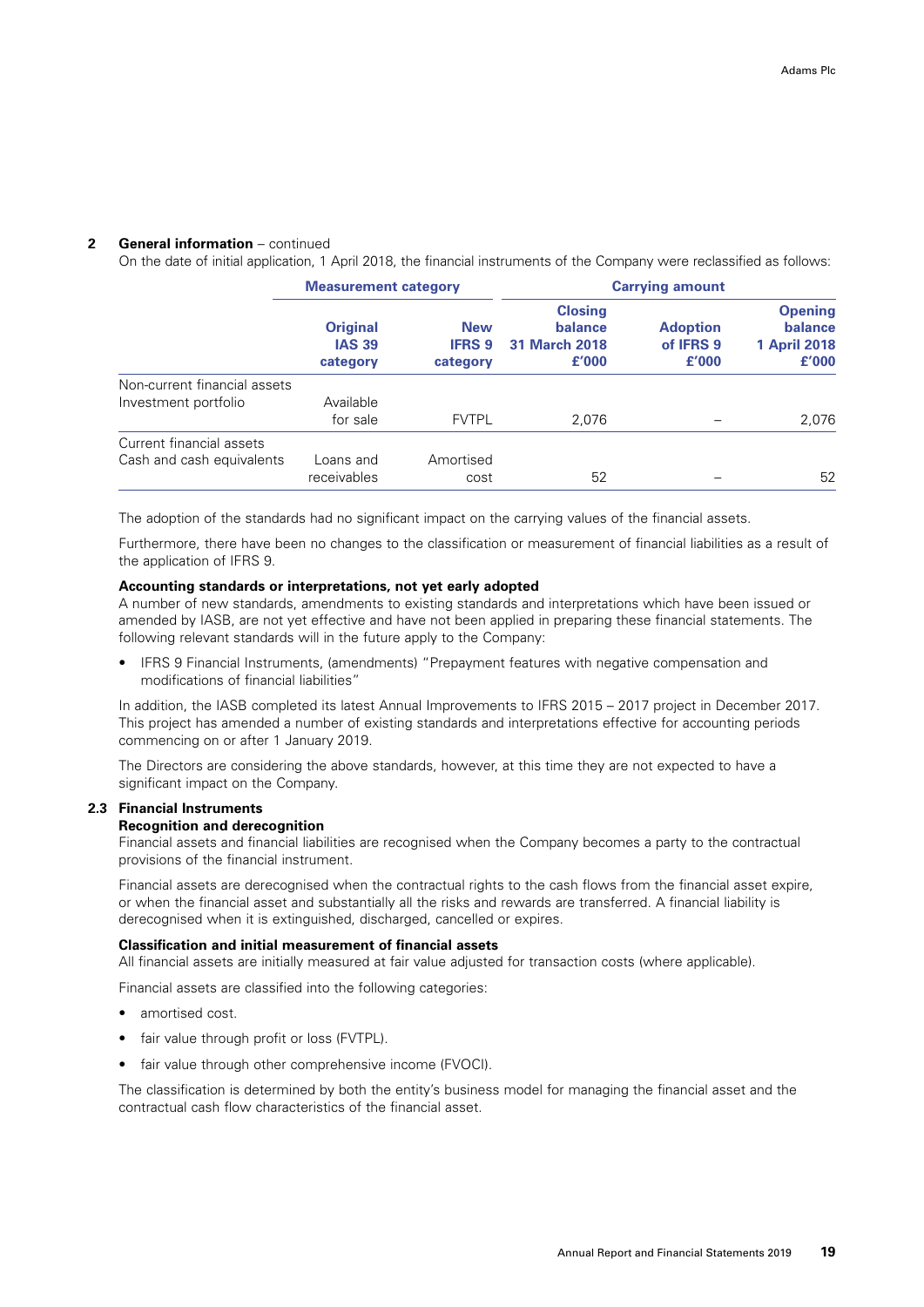**2 General information** – continued

On the date of initial application, 1 April 2018, the financial instruments of the Company were reclassified as follows:

| | Measurement category | | Carrying amount | | |
|---|---|---|---|---|---|
| | Original IAS 39 category | New IFRS 9 category | Closing balance 31 March 2018 £'000 | Adoption of IFRS 9 £'000 | Opening balance 1 April 2018 £'000 |
| Non-current financial assets | | | | | |
| Investment portfolio | Available for sale | FVTPL | 2,076 | – | 2,076 |
| Current financial assets | | | | | |
| Cash and cash equivalents | Loans and receivables | Amortised cost | 52 | – | 52 |

The adoption of the standards had no significant impact on the carrying values of the financial assets.

Furthermore, there have been no changes to the classification or measurement of financial liabilities as a result of the application of IFRS 9.

**Accounting standards or interpretations, not yet early adopted**

A number of new standards, amendments to existing standards and interpretations which have been issued or amended by IASB, are not yet effective and have not been applied in preparing these financial statements. The following relevant standards will in the future apply to the Company:

- IFRS 9 Financial Instruments, (amendments) "Prepayment features with negative compensation and modifications of financial liabilities"

In addition, the IASB completed its latest Annual Improvements to IFRS 2015 – 2017 project in December 2017. This project has amended a number of existing standards and interpretations effective for accounting periods commencing on or after 1 January 2019.

The Directors are considering the above standards, however, at this time they are not expected to have a significant impact on the Company.

### 2.3 Financial Instruments

**Recognition and derecognition**

Financial assets and financial liabilities are recognised when the Company becomes a party to the contractual provisions of the financial instrument.

Financial assets are derecognised when the contractual rights to the cash flows from the financial asset expire, or when the financial asset and substantially all the risks and rewards are transferred. A financial liability is derecognised when it is extinguished, discharged, cancelled or expires.

**Classification and initial measurement of financial assets**

All financial assets are initially measured at fair value adjusted for transaction costs (where applicable).

Financial assets are classified into the following categories:

- amortised cost.
- fair value through profit or loss (FVTPL).
- fair value through other comprehensive income (FVOCI).

The classification is determined by both the entity's business model for managing the financial asset and the contractual cash flow characteristics of the financial asset.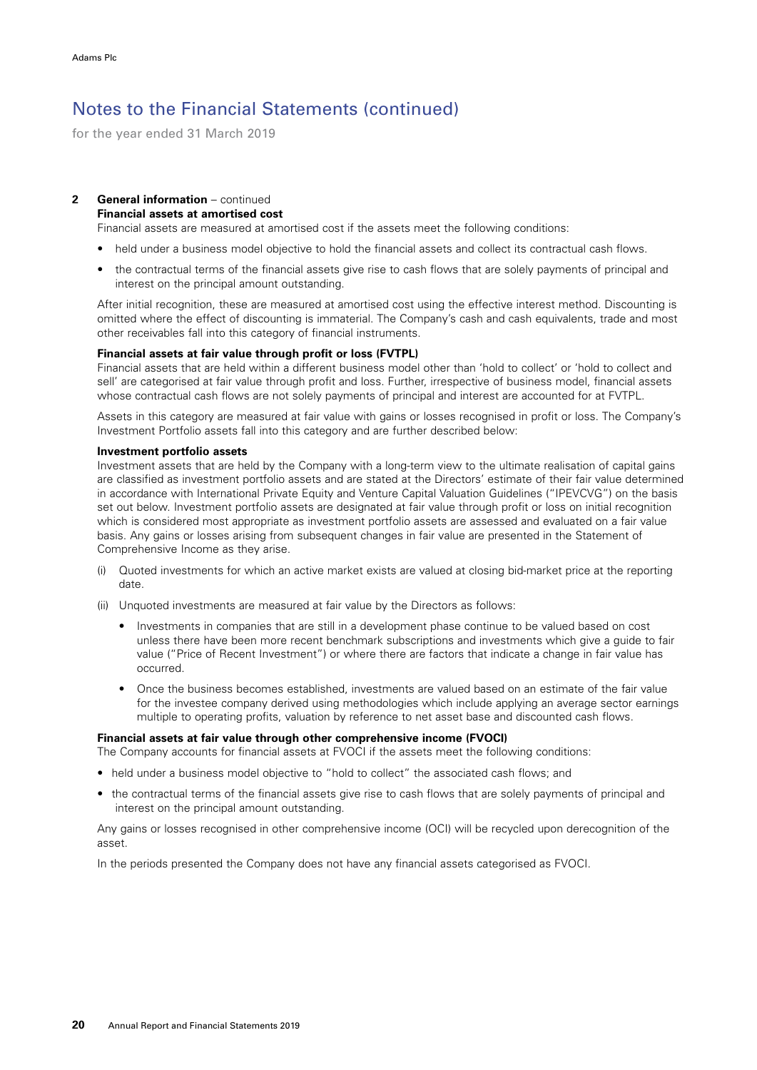# Notes to the Financial Statements (continued)

for the year ended 31 March 2019

**2 General information** – continued

**Financial assets at amortised cost**

Financial assets are measured at amortised cost if the assets meet the following conditions:

- held under a business model objective to hold the financial assets and collect its contractual cash flows.
- the contractual terms of the financial assets give rise to cash flows that are solely payments of principal and interest on the principal amount outstanding.

After initial recognition, these are measured at amortised cost using the effective interest method. Discounting is omitted where the effect of discounting is immaterial. The Company's cash and cash equivalents, trade and most other receivables fall into this category of financial instruments.

**Financial assets at fair value through profit or loss (FVTPL)**

Financial assets that are held within a different business model other than 'hold to collect' or 'hold to collect and sell' are categorised at fair value through profit and loss. Further, irrespective of business model, financial assets whose contractual cash flows are not solely payments of principal and interest are accounted for at FVTPL.

Assets in this category are measured at fair value with gains or losses recognised in profit or loss. The Company's Investment Portfolio assets fall into this category and are further described below:

**Investment portfolio assets**

Investment assets that are held by the Company with a long-term view to the ultimate realisation of capital gains are classified as investment portfolio assets and are stated at the Directors' estimate of their fair value determined in accordance with International Private Equity and Venture Capital Valuation Guidelines ("IPEVCVG") on the basis set out below. Investment portfolio assets are designated at fair value through profit or loss on initial recognition which is considered most appropriate as investment portfolio assets are assessed and evaluated on a fair value basis. Any gains or losses arising from subsequent changes in fair value are presented in the Statement of Comprehensive Income as they arise.

(i) Quoted investments for which an active market exists are valued at closing bid-market price at the reporting date.

(ii) Unquoted investments are measured at fair value by the Directors as follows:

- Investments in companies that are still in a development phase continue to be valued based on cost unless there have been more recent benchmark subscriptions and investments which give a guide to fair value ("Price of Recent Investment") or where there are factors that indicate a change in fair value has occurred.
- Once the business becomes established, investments are valued based on an estimate of the fair value for the investee company derived using methodologies which include applying an average sector earnings multiple to operating profits, valuation by reference to net asset base and discounted cash flows.

**Financial assets at fair value through other comprehensive income (FVOCI)**

The Company accounts for financial assets at FVOCI if the assets meet the following conditions:

- held under a business model objective to "hold to collect" the associated cash flows; and
- the contractual terms of the financial assets give rise to cash flows that are solely payments of principal and interest on the principal amount outstanding.

Any gains or losses recognised in other comprehensive income (OCI) will be recycled upon derecognition of the asset.

In the periods presented the Company does not have any financial assets categorised as FVOCI.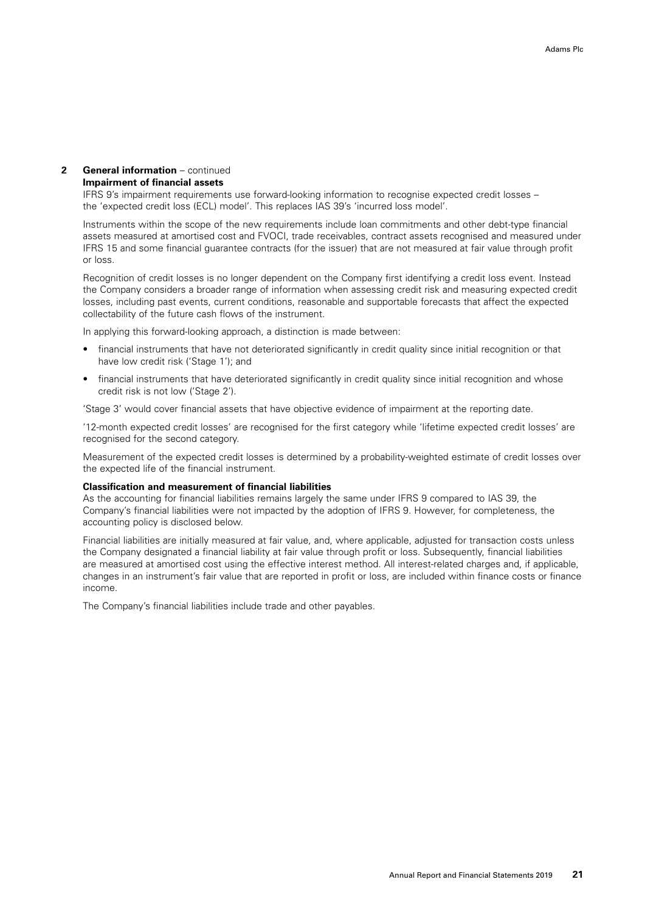## 2 General information – continued

### Impairment of financial assets

IFRS 9's impairment requirements use forward-looking information to recognise expected credit losses – the 'expected credit loss (ECL) model'. This replaces IAS 39's 'incurred loss model'.

Instruments within the scope of the new requirements include loan commitments and other debt-type financial assets measured at amortised cost and FVOCI, trade receivables, contract assets recognised and measured under IFRS 15 and some financial guarantee contracts (for the issuer) that are not measured at fair value through profit or loss.

Recognition of credit losses is no longer dependent on the Company first identifying a credit loss event. Instead the Company considers a broader range of information when assessing credit risk and measuring expected credit losses, including past events, current conditions, reasonable and supportable forecasts that affect the expected collectability of the future cash flows of the instrument.

In applying this forward-looking approach, a distinction is made between:

- financial instruments that have not deteriorated significantly in credit quality since initial recognition or that have low credit risk ('Stage 1'); and
- financial instruments that have deteriorated significantly in credit quality since initial recognition and whose credit risk is not low ('Stage 2').

'Stage 3' would cover financial assets that have objective evidence of impairment at the reporting date.

'12-month expected credit losses' are recognised for the first category while 'lifetime expected credit losses' are recognised for the second category.

Measurement of the expected credit losses is determined by a probability-weighted estimate of credit losses over the expected life of the financial instrument.

### Classification and measurement of financial liabilities

As the accounting for financial liabilities remains largely the same under IFRS 9 compared to IAS 39, the Company's financial liabilities were not impacted by the adoption of IFRS 9. However, for completeness, the accounting policy is disclosed below.

Financial liabilities are initially measured at fair value, and, where applicable, adjusted for transaction costs unless the Company designated a financial liability at fair value through profit or loss. Subsequently, financial liabilities are measured at amortised cost using the effective interest method. All interest-related charges and, if applicable, changes in an instrument's fair value that are reported in profit or loss, are included within finance costs or finance income.

The Company's financial liabilities include trade and other payables.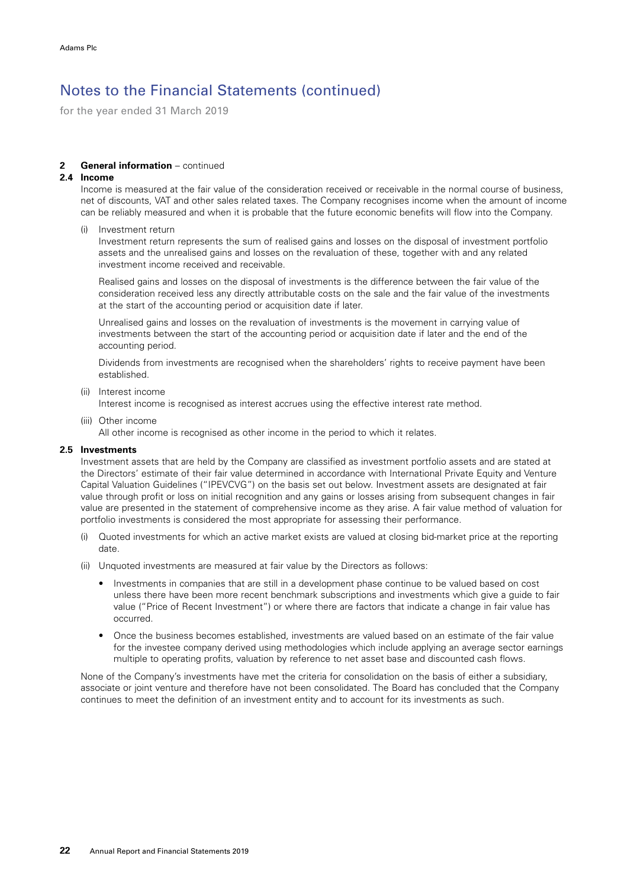# Notes to the Financial Statements (continued)

for the year ended 31 March 2019

**2 General information** – continued

**2.4 Income**

Income is measured at the fair value of the consideration received or receivable in the normal course of business, net of discounts, VAT and other sales related taxes. The Company recognises income when the amount of income can be reliably measured and when it is probable that the future economic benefits will flow into the Company.

(i) Investment return

Investment return represents the sum of realised gains and losses on the disposal of investment portfolio assets and the unrealised gains and losses on the revaluation of these, together with and any related investment income received and receivable.

Realised gains and losses on the disposal of investments is the difference between the fair value of the consideration received less any directly attributable costs on the sale and the fair value of the investments at the start of the accounting period or acquisition date if later.

Unrealised gains and losses on the revaluation of investments is the movement in carrying value of investments between the start of the accounting period or acquisition date if later and the end of the accounting period.

Dividends from investments are recognised when the shareholders' rights to receive payment have been established.

(ii) Interest income

Interest income is recognised as interest accrues using the effective interest rate method.

(iii) Other income

All other income is recognised as other income in the period to which it relates.

**2.5 Investments**

Investment assets that are held by the Company are classified as investment portfolio assets and are stated at the Directors' estimate of their fair value determined in accordance with International Private Equity and Venture Capital Valuation Guidelines ("IPEVCVG") on the basis set out below. Investment assets are designated at fair value through profit or loss on initial recognition and any gains or losses arising from subsequent changes in fair value are presented in the statement of comprehensive income as they arise. A fair value method of valuation for portfolio investments is considered the most appropriate for assessing their performance.

(i) Quoted investments for which an active market exists are valued at closing bid-market price at the reporting date.

(ii) Unquoted investments are measured at fair value by the Directors as follows:

- Investments in companies that are still in a development phase continue to be valued based on cost unless there have been more recent benchmark subscriptions and investments which give a guide to fair value ("Price of Recent Investment") or where there are factors that indicate a change in fair value has occurred.
- Once the business becomes established, investments are valued based on an estimate of the fair value for the investee company derived using methodologies which include applying an average sector earnings multiple to operating profits, valuation by reference to net asset base and discounted cash flows.

None of the Company's investments have met the criteria for consolidation on the basis of either a subsidiary, associate or joint venture and therefore have not been consolidated. The Board has concluded that the Company continues to meet the definition of an investment entity and to account for its investments as such.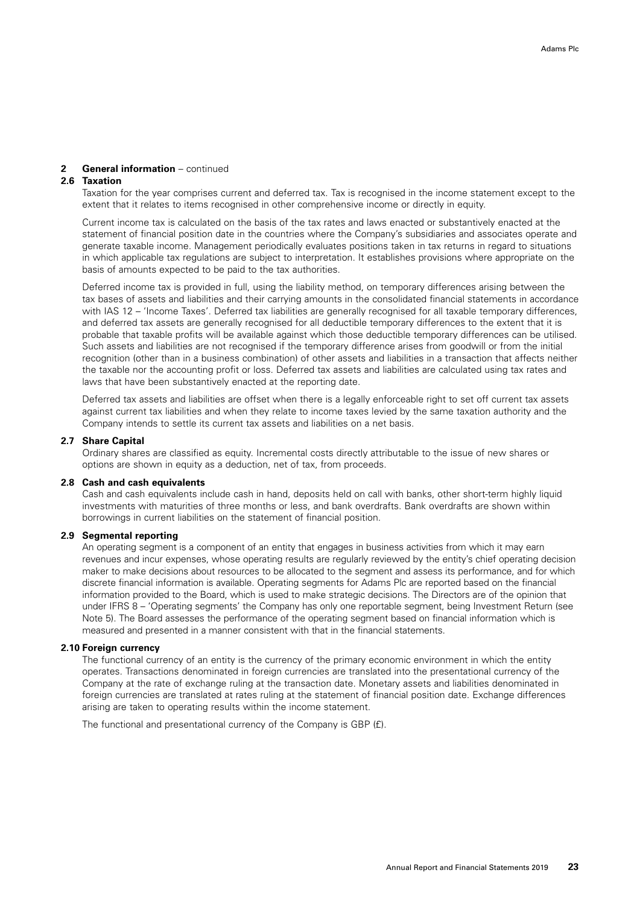## 2 General information – continued

### 2.6 Taxation

Taxation for the year comprises current and deferred tax. Tax is recognised in the income statement except to the extent that it relates to items recognised in other comprehensive income or directly in equity.

Current income tax is calculated on the basis of the tax rates and laws enacted or substantively enacted at the statement of financial position date in the countries where the Company's subsidiaries and associates operate and generate taxable income. Management periodically evaluates positions taken in tax returns in regard to situations in which applicable tax regulations are subject to interpretation. It establishes provisions where appropriate on the basis of amounts expected to be paid to the tax authorities.

Deferred income tax is provided in full, using the liability method, on temporary differences arising between the tax bases of assets and liabilities and their carrying amounts in the consolidated financial statements in accordance with IAS 12 – 'Income Taxes'. Deferred tax liabilities are generally recognised for all taxable temporary differences, and deferred tax assets are generally recognised for all deductible temporary differences to the extent that it is probable that taxable profits will be available against which those deductible temporary differences can be utilised. Such assets and liabilities are not recognised if the temporary difference arises from goodwill or from the initial recognition (other than in a business combination) of other assets and liabilities in a transaction that affects neither the taxable nor the accounting profit or loss. Deferred tax assets and liabilities are calculated using tax rates and laws that have been substantively enacted at the reporting date.

Deferred tax assets and liabilities are offset when there is a legally enforceable right to set off current tax assets against current tax liabilities and when they relate to income taxes levied by the same taxation authority and the Company intends to settle its current tax assets and liabilities on a net basis.

### 2.7 Share Capital

Ordinary shares are classified as equity. Incremental costs directly attributable to the issue of new shares or options are shown in equity as a deduction, net of tax, from proceeds.

### 2.8 Cash and cash equivalents

Cash and cash equivalents include cash in hand, deposits held on call with banks, other short-term highly liquid investments with maturities of three months or less, and bank overdrafts. Bank overdrafts are shown within borrowings in current liabilities on the statement of financial position.

### 2.9 Segmental reporting

An operating segment is a component of an entity that engages in business activities from which it may earn revenues and incur expenses, whose operating results are regularly reviewed by the entity's chief operating decision maker to make decisions about resources to be allocated to the segment and assess its performance, and for which discrete financial information is available. Operating segments for Adams Plc are reported based on the financial information provided to the Board, which is used to make strategic decisions. The Directors are of the opinion that under IFRS 8 – 'Operating segments' the Company has only one reportable segment, being Investment Return (see Note 5). The Board assesses the performance of the operating segment based on financial information which is measured and presented in a manner consistent with that in the financial statements.

### 2.10 Foreign currency

The functional currency of an entity is the currency of the primary economic environment in which the entity operates. Transactions denominated in foreign currencies are translated into the presentational currency of the Company at the rate of exchange ruling at the transaction date. Monetary assets and liabilities denominated in foreign currencies are translated at rates ruling at the statement of financial position date. Exchange differences arising are taken to operating results within the income statement.

The functional and presentational currency of the Company is GBP (£).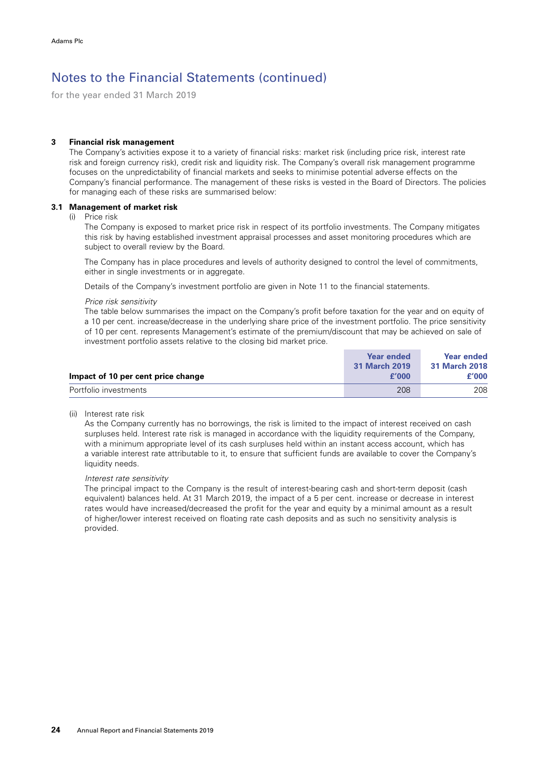# Notes to the Financial Statements (continued)

for the year ended 31 March 2019

## 3 Financial risk management

The Company's activities expose it to a variety of financial risks: market risk (including price risk, interest rate risk and foreign currency risk), credit risk and liquidity risk. The Company's overall risk management programme focuses on the unpredictability of financial markets and seeks to minimise potential adverse effects on the Company's financial performance. The management of these risks is vested in the Board of Directors. The policies for managing each of these risks are summarised below:

### 3.1 Management of market risk

(i) Price risk

The Company is exposed to market price risk in respect of its portfolio investments. The Company mitigates this risk by having established investment appraisal processes and asset monitoring procedures which are subject to overall review by the Board.

The Company has in place procedures and levels of authority designed to control the level of commitments, either in single investments or in aggregate.

Details of the Company's investment portfolio are given in Note 11 to the financial statements.

*Price risk sensitivity*

The table below summarises the impact on the Company's profit before taxation for the year and on equity of a 10 per cent. increase/decrease in the underlying share price of the investment portfolio. The price sensitivity of 10 per cent. represents Management's estimate of the premium/discount that may be achieved on sale of investment portfolio assets relative to the closing bid market price.

| Impact of 10 per cent price change | Year ended 31 March 2019 £'000 | Year ended 31 March 2018 £'000 |
|---|---|---|
| Portfolio investments | 208 | 208 |

(ii) Interest rate risk

As the Company currently has no borrowings, the risk is limited to the impact of interest received on cash surpluses held. Interest rate risk is managed in accordance with the liquidity requirements of the Company, with a minimum appropriate level of its cash surpluses held within an instant access account, which has a variable interest rate attributable to it, to ensure that sufficient funds are available to cover the Company's liquidity needs.

*Interest rate sensitivity*

The principal impact to the Company is the result of interest-bearing cash and short-term deposit (cash equivalent) balances held. At 31 March 2019, the impact of a 5 per cent. increase or decrease in interest rates would have increased/decreased the profit for the year and equity by a minimal amount as a result of higher/lower interest received on floating rate cash deposits and as such no sensitivity analysis is provided.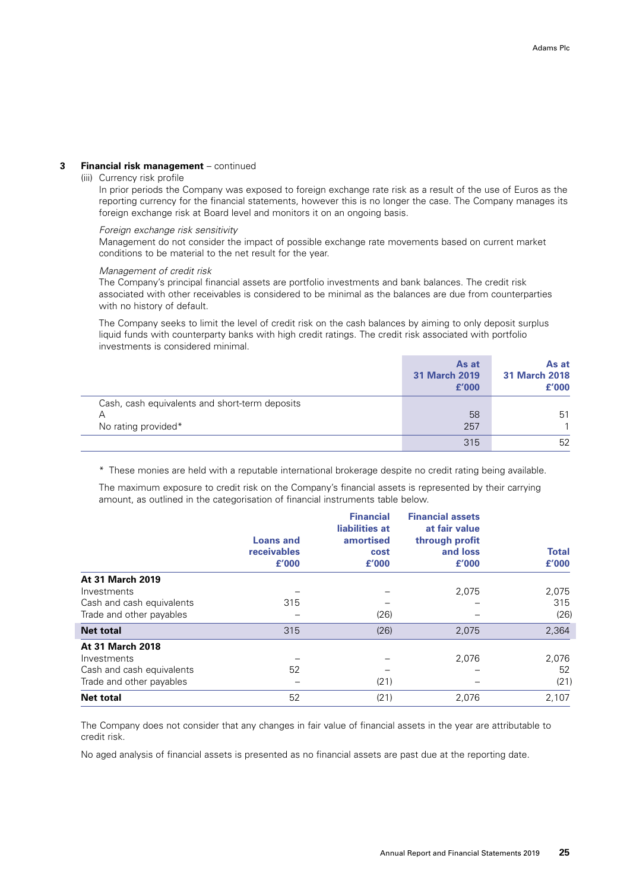## 3 Financial risk management – continued

(iii) Currency risk profile

In prior periods the Company was exposed to foreign exchange rate risk as a result of the use of Euros as the reporting currency for the financial statements, however this is no longer the case. The Company manages its foreign exchange risk at Board level and monitors it on an ongoing basis.

*Foreign exchange risk sensitivity*

Management do not consider the impact of possible exchange rate movements based on current market conditions to be material to the net result for the year.

*Management of credit risk*

The Company's principal financial assets are portfolio investments and bank balances. The credit risk associated with other receivables is considered to be minimal as the balances are due from counterparties with no history of default.

The Company seeks to limit the level of credit risk on the cash balances by aiming to only deposit surplus liquid funds with counterparty banks with high credit ratings. The credit risk associated with portfolio investments is considered minimal.

| | As at 31 March 2019 £'000 | As at 31 March 2018 £'000 |
|---|---|---|
| Cash, cash equivalents and short-term deposits | | |
| A | 58 | 51 |
| No rating provided* | 257 | 1 |
| | 315 | 52 |

\* These monies are held with a reputable international brokerage despite no credit rating being available.

The maximum exposure to credit risk on the Company's financial assets is represented by their carrying amount, as outlined in the categorisation of financial instruments table below.

| | Loans and receivables £'000 | Financial liabilities at amortised cost £'000 | Financial assets at fair value through profit and loss £'000 | Total £'000 |
|---|---|---|---|---|
| **At 31 March 2019** | | | | |
| Investments | – | – | 2,075 | 2,075 |
| Cash and cash equivalents | 315 | – | – | 315 |
| Trade and other payables | – | (26) | – | (26) |
| **Net total** | 315 | (26) | 2,075 | 2,364 |
| **At 31 March 2018** | | | | |
| Investments | – | – | 2,076 | 2,076 |
| Cash and cash equivalents | 52 | – | – | 52 |
| Trade and other payables | – | (21) | – | (21) |
| **Net total** | 52 | (21) | 2,076 | 2,107 |

The Company does not consider that any changes in fair value of financial assets in the year are attributable to credit risk.

No aged analysis of financial assets is presented as no financial assets are past due at the reporting date.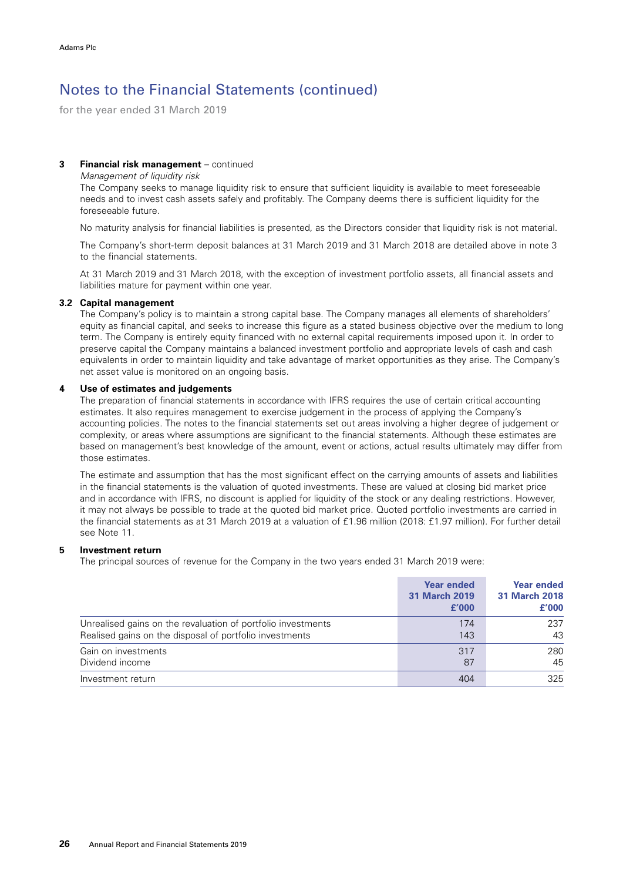# Notes to the Financial Statements (continued)

for the year ended 31 March 2019

**3 Financial risk management** – continued

*Management of liquidity risk*

The Company seeks to manage liquidity risk to ensure that sufficient liquidity is available to meet foreseeable needs and to invest cash assets safely and profitably. The Company deems there is sufficient liquidity for the foreseeable future.

No maturity analysis for financial liabilities is presented, as the Directors consider that liquidity risk is not material.

The Company's short-term deposit balances at 31 March 2019 and 31 March 2018 are detailed above in note 3 to the financial statements.

At 31 March 2019 and 31 March 2018, with the exception of investment portfolio assets, all financial assets and liabilities mature for payment within one year.

**3.2 Capital management**

The Company's policy is to maintain a strong capital base. The Company manages all elements of shareholders' equity as financial capital, and seeks to increase this figure as a stated business objective over the medium to long term. The Company is entirely equity financed with no external capital requirements imposed upon it. In order to preserve capital the Company maintains a balanced investment portfolio and appropriate levels of cash and cash equivalents in order to maintain liquidity and take advantage of market opportunities as they arise. The Company's net asset value is monitored on an ongoing basis.

**4 Use of estimates and judgements**

The preparation of financial statements in accordance with IFRS requires the use of certain critical accounting estimates. It also requires management to exercise judgement in the process of applying the Company's accounting policies. The notes to the financial statements set out areas involving a higher degree of judgement or complexity, or areas where assumptions are significant to the financial statements. Although these estimates are based on management's best knowledge of the amount, event or actions, actual results ultimately may differ from those estimates.

The estimate and assumption that has the most significant effect on the carrying amounts of assets and liabilities in the financial statements is the valuation of quoted investments. These are valued at closing bid market price and in accordance with IFRS, no discount is applied for liquidity of the stock or any dealing restrictions. However, it may not always be possible to trade at the quoted bid market price. Quoted portfolio investments are carried in the financial statements as at 31 March 2019 at a valuation of £1.96 million (2018: £1.97 million). For further detail see Note 11.

**5 Investment return**

The principal sources of revenue for the Company in the two years ended 31 March 2019 were:

| | Year ended 31 March 2019 £'000 | Year ended 31 March 2018 £'000 |
|---|---|---|
| Unrealised gains on the revaluation of portfolio investments | 174 | 237 |
| Realised gains on the disposal of portfolio investments | 143 | 43 |
| Gain on investments | 317 | 280 |
| Dividend income | 87 | 45 |
| Investment return | 404 | 325 |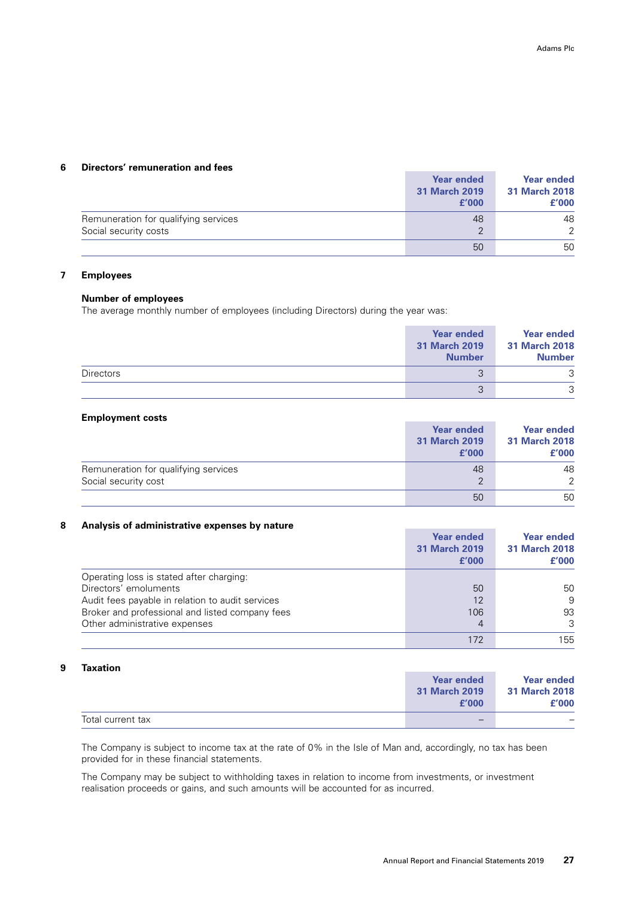## 6 Directors' remuneration and fees

| | Year ended 31 March 2019 £'000 | Year ended 31 March 2018 £'000 |
|---|---|---|
| Remuneration for qualifying services | 48 | 48 |
| Social security costs | 2 | 2 |
| | 50 | 50 |

## 7 Employees

### Number of employees

The average monthly number of employees (including Directors) during the year was:

| | Year ended 31 March 2019 Number | Year ended 31 March 2018 Number |
|---|---|---|
| Directors | 3 | 3 |
| | 3 | 3 |

### Employment costs

| | Year ended 31 March 2019 £'000 | Year ended 31 March 2018 £'000 |
|---|---|---|
| Remuneration for qualifying services | 48 | 48 |
| Social security cost | 2 | 2 |
| | 50 | 50 |

## 8 Analysis of administrative expenses by nature

| | Year ended 31 March 2019 £'000 | Year ended 31 March 2018 £'000 |
|---|---|---|
| Operating loss is stated after charging: | | |
| Directors' emoluments | 50 | 50 |
| Audit fees payable in relation to audit services | 12 | 9 |
| Broker and professional and listed company fees | 106 | 93 |
| Other administrative expenses | 4 | 3 |
| | 172 | 155 |

## 9 Taxation

| | Year ended 31 March 2019 £'000 | Year ended 31 March 2018 £'000 |
|---|---|---|
| Total current tax | – | – |

The Company is subject to income tax at the rate of 0% in the Isle of Man and, accordingly, no tax has been provided for in these financial statements.

The Company may be subject to withholding taxes in relation to income from investments, or investment realisation proceeds or gains, and such amounts will be accounted for as incurred.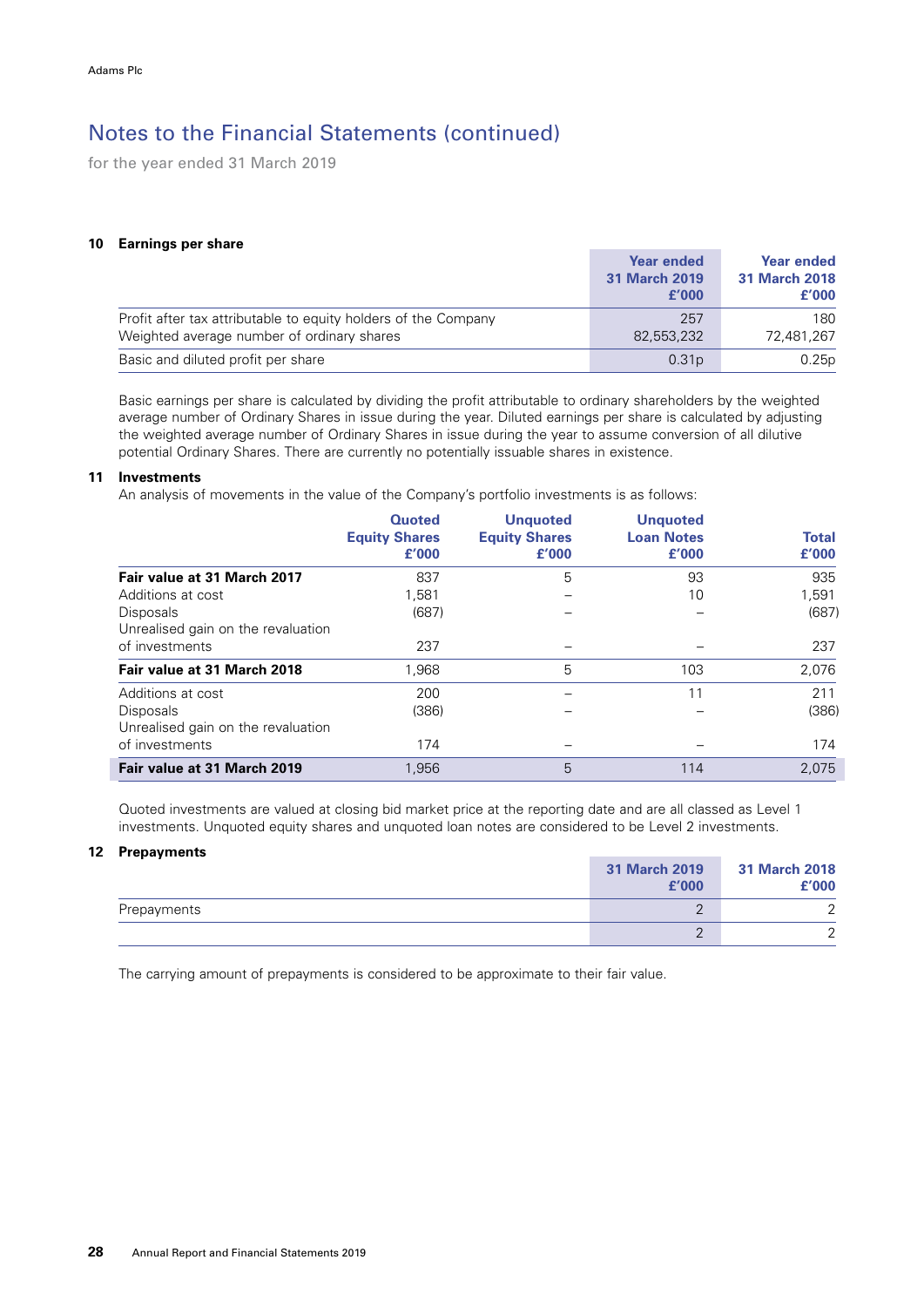# Notes to the Financial Statements (continued)

for the year ended 31 March 2019

## 10 Earnings per share

| | Year ended 31 March 2019 £'000 | Year ended 31 March 2018 £'000 |
|---|---|---|
| Profit after tax attributable to equity holders of the Company | 257 | 180 |
| Weighted average number of ordinary shares | 82,553,232 | 72,481,267 |
| Basic and diluted profit per share | 0.31p | 0.25p |

Basic earnings per share is calculated by dividing the profit attributable to ordinary shareholders by the weighted average number of Ordinary Shares in issue during the year. Diluted earnings per share is calculated by adjusting the weighted average number of Ordinary Shares in issue during the year to assume conversion of all dilutive potential Ordinary Shares. There are currently no potentially issuable shares in existence.

## 11 Investments

An analysis of movements in the value of the Company's portfolio investments is as follows:

| | Quoted Equity Shares £'000 | Unquoted Equity Shares £'000 | Unquoted Loan Notes £'000 | Total £'000 |
|---|---|---|---|---|
| **Fair value at 31 March 2017** | 837 | 5 | 93 | 935 |
| Additions at cost | 1,581 | – | 10 | 1,591 |
| Disposals | (687) | – | – | (687) |
| Unrealised gain on the revaluation of investments | 237 | – | – | 237 |
| **Fair value at 31 March 2018** | 1,968 | 5 | 103 | 2,076 |
| Additions at cost | 200 | – | 11 | 211 |
| Disposals | (386) | – | – | (386) |
| Unrealised gain on the revaluation of investments | 174 | – | – | 174 |
| **Fair value at 31 March 2019** | 1,956 | 5 | 114 | 2,075 |

Quoted investments are valued at closing bid market price at the reporting date and are all classed as Level 1 investments. Unquoted equity shares and unquoted loan notes are considered to be Level 2 investments.

## 12 Prepayments

| | 31 March 2019 £'000 | 31 March 2018 £'000 |
|---|---|---|
| Prepayments | 2 | 2 |
| | 2 | 2 |

The carrying amount of prepayments is considered to be approximate to their fair value.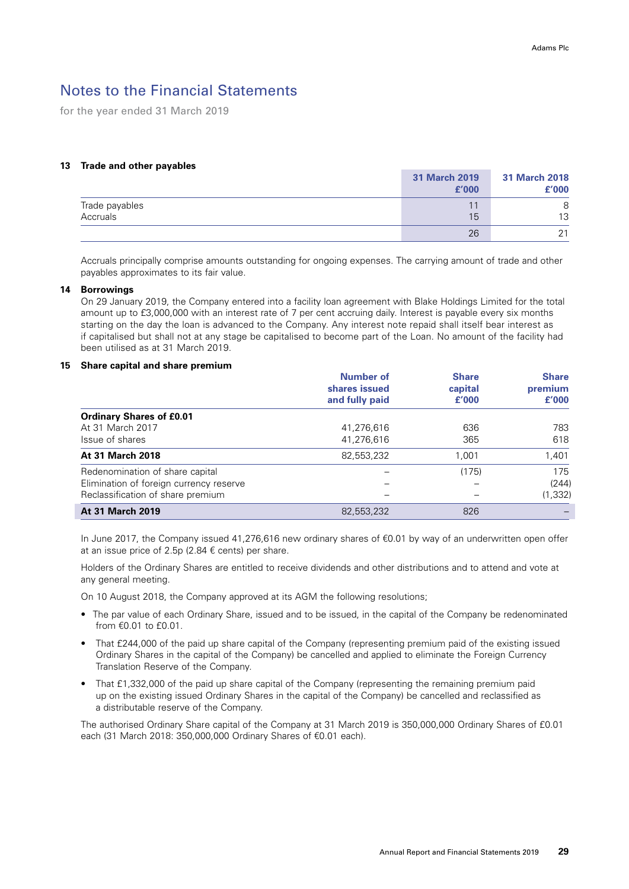# Notes to the Financial Statements

for the year ended 31 March 2019

## 13 Trade and other payables

| | 31 March 2019 £'000 | 31 March 2018 £'000 |
|---|---|---|
| Trade payables | 11 | 8 |
| Accruals | 15 | 13 |
| | 26 | 21 |

Accruals principally comprise amounts outstanding for ongoing expenses. The carrying amount of trade and other payables approximates to its fair value.

## 14 Borrowings

On 29 January 2019, the Company entered into a facility loan agreement with Blake Holdings Limited for the total amount up to £3,000,000 with an interest rate of 7 per cent accruing daily. Interest is payable every six months starting on the day the loan is advanced to the Company. Any interest note repaid shall itself bear interest as if capitalised but shall not at any stage be capitalised to become part of the Loan. No amount of the facility had been utilised as at 31 March 2019.

## 15 Share capital and share premium

| | Number of shares issued and fully paid | Share capital £'000 | Share premium £'000 |
|---|---|---|---|
| **Ordinary Shares of £0.01** | | | |
| At 31 March 2017 | 41,276,616 | 636 | 783 |
| Issue of shares | 41,276,616 | 365 | 618 |
| **At 31 March 2018** | 82,553,232 | 1,001 | 1,401 |
| Redenomination of share capital | – | (175) | 175 |
| Elimination of foreign currency reserve | – | – | (244) |
| Reclassification of share premium | – | – | (1,332) |
| **At 31 March 2019** | 82,553,232 | 826 | – |

In June 2017, the Company issued 41,276,616 new ordinary shares of €0.01 by way of an underwritten open offer at an issue price of 2.5p (2.84 € cents) per share.

Holders of the Ordinary Shares are entitled to receive dividends and other distributions and to attend and vote at any general meeting.

On 10 August 2018, the Company approved at its AGM the following resolutions;

- The par value of each Ordinary Share, issued and to be issued, in the capital of the Company be redenominated from €0.01 to £0.01.
- That £244,000 of the paid up share capital of the Company (representing premium paid of the existing issued Ordinary Shares in the capital of the Company) be cancelled and applied to eliminate the Foreign Currency Translation Reserve of the Company.
- That £1,332,000 of the paid up share capital of the Company (representing the remaining premium paid up on the existing issued Ordinary Shares in the capital of the Company) be cancelled and reclassified as a distributable reserve of the Company.

The authorised Ordinary Share capital of the Company at 31 March 2019 is 350,000,000 Ordinary Shares of £0.01 each (31 March 2018: 350,000,000 Ordinary Shares of €0.01 each).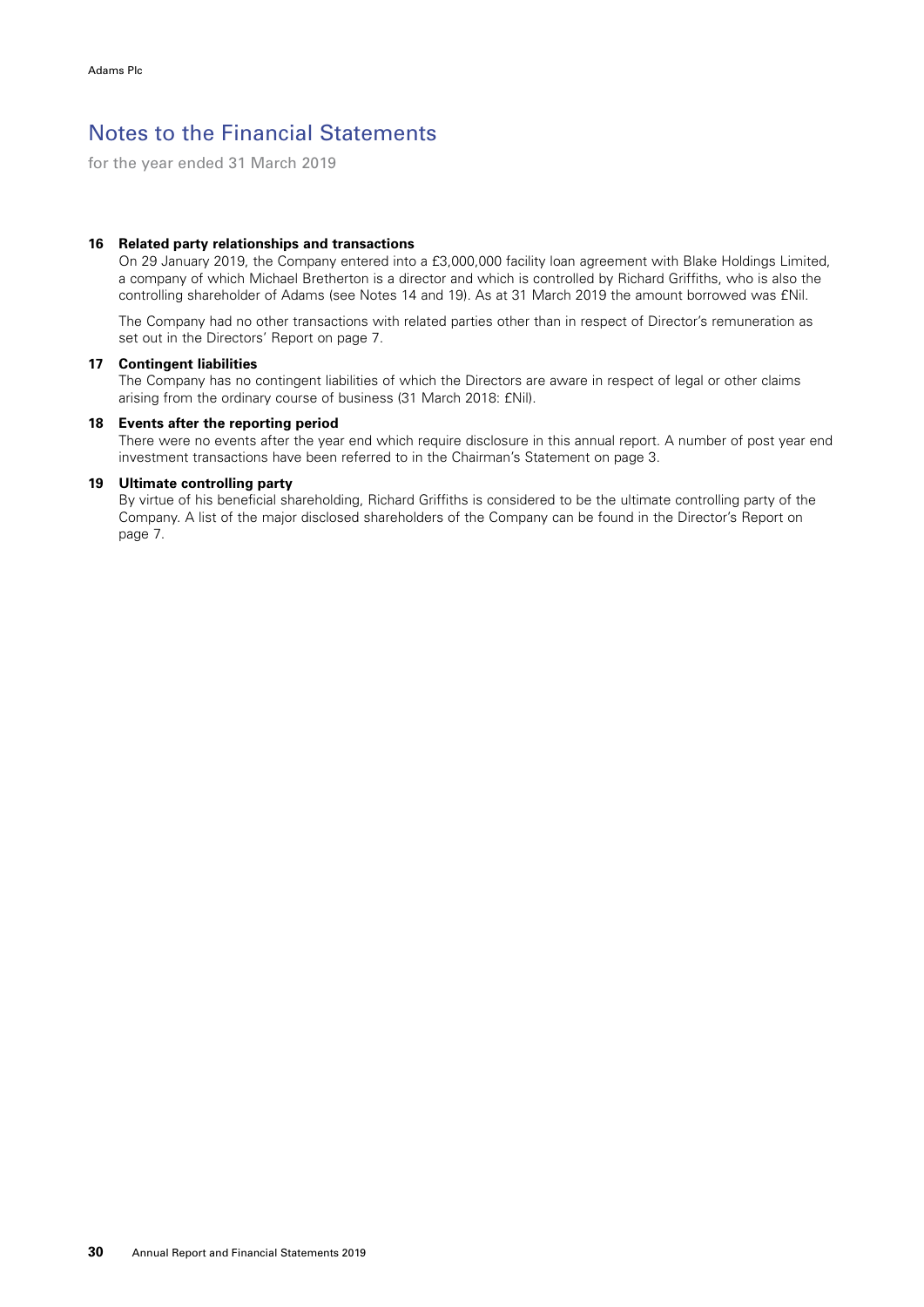# Notes to the Financial Statements

for the year ended 31 March 2019

### 16 Related party relationships and transactions

On 29 January 2019, the Company entered into a £3,000,000 facility loan agreement with Blake Holdings Limited, a company of which Michael Bretherton is a director and which is controlled by Richard Griffiths, who is also the controlling shareholder of Adams (see Notes 14 and 19). As at 31 March 2019 the amount borrowed was £Nil.

The Company had no other transactions with related parties other than in respect of Director's remuneration as set out in the Directors' Report on page 7.

### 17 Contingent liabilities

The Company has no contingent liabilities of which the Directors are aware in respect of legal or other claims arising from the ordinary course of business (31 March 2018: £Nil).

### 18 Events after the reporting period

There were no events after the year end which require disclosure in this annual report. A number of post year end investment transactions have been referred to in the Chairman's Statement on page 3.

### 19 Ultimate controlling party

By virtue of his beneficial shareholding, Richard Griffiths is considered to be the ultimate controlling party of the Company. A list of the major disclosed shareholders of the Company can be found in the Director's Report on page 7.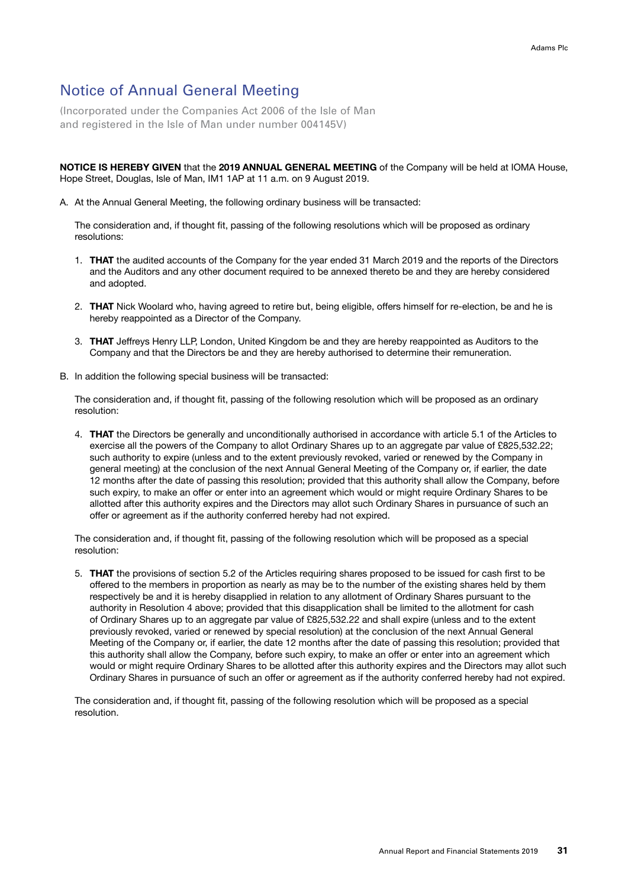# Notice of Annual General Meeting

(Incorporated under the Companies Act 2006 of the Isle of Man and registered in the Isle of Man under number 004145V)

**NOTICE IS HEREBY GIVEN** that the **2019 ANNUAL GENERAL MEETING** of the Company will be held at IOMA House, Hope Street, Douglas, Isle of Man, IM1 1AP at 11 a.m. on 9 August 2019.

A. At the Annual General Meeting, the following ordinary business will be transacted:

The consideration and, if thought fit, passing of the following resolutions which will be proposed as ordinary resolutions:

1. **THAT** the audited accounts of the Company for the year ended 31 March 2019 and the reports of the Directors and the Auditors and any other document required to be annexed thereto be and they are hereby considered and adopted.
2. **THAT** Nick Woolard who, having agreed to retire but, being eligible, offers himself for re-election, be and he is hereby reappointed as a Director of the Company.
3. **THAT** Jeffreys Henry LLP, London, United Kingdom be and they are hereby reappointed as Auditors to the Company and that the Directors be and they are hereby authorised to determine their remuneration.

B. In addition the following special business will be transacted:

The consideration and, if thought fit, passing of the following resolution which will be proposed as an ordinary resolution:

4. **THAT** the Directors be generally and unconditionally authorised in accordance with article 5.1 of the Articles to exercise all the powers of the Company to allot Ordinary Shares up to an aggregate par value of £825,532.22; such authority to expire (unless and to the extent previously revoked, varied or renewed by the Company in general meeting) at the conclusion of the next Annual General Meeting of the Company or, if earlier, the date 12 months after the date of passing this resolution; provided that this authority shall allow the Company, before such expiry, to make an offer or enter into an agreement which would or might require Ordinary Shares to be allotted after this authority expires and the Directors may allot such Ordinary Shares in pursuance of such an offer or agreement as if the authority conferred hereby had not expired.

The consideration and, if thought fit, passing of the following resolution which will be proposed as a special resolution:

5. **THAT** the provisions of section 5.2 of the Articles requiring shares proposed to be issued for cash first to be offered to the members in proportion as nearly as may be to the number of the existing shares held by them respectively be and it is hereby disapplied in relation to any allotment of Ordinary Shares pursuant to the authority in Resolution 4 above; provided that this disapplication shall be limited to the allotment for cash of Ordinary Shares up to an aggregate par value of £825,532.22 and shall expire (unless and to the extent previously revoked, varied or renewed by special resolution) at the conclusion of the next Annual General Meeting of the Company or, if earlier, the date 12 months after the date of passing this resolution; provided that this authority shall allow the Company, before such expiry, to make an offer or enter into an agreement which would or might require Ordinary Shares to be allotted after this authority expires and the Directors may allot such Ordinary Shares in pursuance of such an offer or agreement as if the authority conferred hereby had not expired.

The consideration and, if thought fit, passing of the following resolution which will be proposed as a special resolution.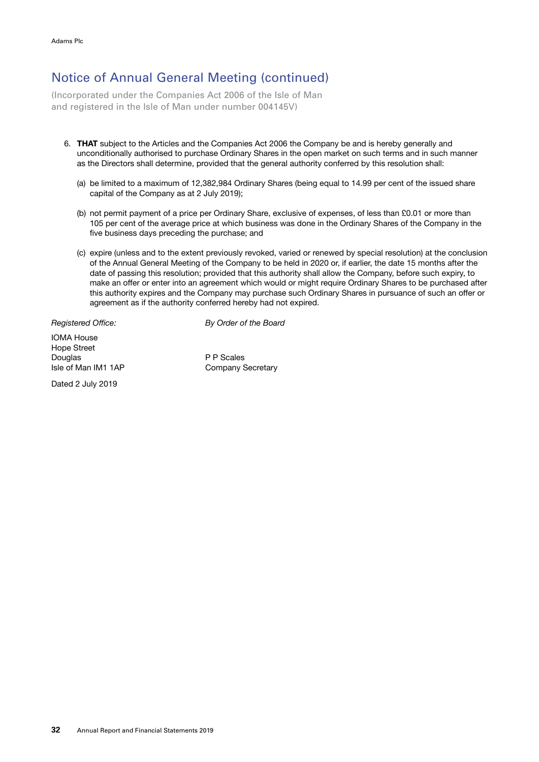# Notice of Annual General Meeting (continued)

(Incorporated under the Companies Act 2006 of the Isle of Man and registered in the Isle of Man under number 004145V)

6. **THAT** subject to the Articles and the Companies Act 2006 the Company be and is hereby generally and unconditionally authorised to purchase Ordinary Shares in the open market on such terms and in such manner as the Directors shall determine, provided that the general authority conferred by this resolution shall:

   (a) be limited to a maximum of 12,382,984 Ordinary Shares (being equal to 14.99 per cent of the issued share capital of the Company as at 2 July 2019);

   (b) not permit payment of a price per Ordinary Share, exclusive of expenses, of less than £0.01 or more than 105 per cent of the average price at which business was done in the Ordinary Shares of the Company in the five business days preceding the purchase; and

   (c) expire (unless and to the extent previously revoked, varied or renewed by special resolution) at the conclusion of the Annual General Meeting of the Company to be held in 2020 or, if earlier, the date 15 months after the date of passing this resolution; provided that this authority shall allow the Company, before such expiry, to make an offer or enter into an agreement which would or might require Ordinary Shares to be purchased after this authority expires and the Company may purchase such Ordinary Shares in pursuance of such an offer or agreement as if the authority conferred hereby had not expired.

*Registered Office:*

IOMA House
Hope Street
Douglas
Isle of Man IM1 1AP

Dated 2 July 2019

*By Order of the Board*

P P Scales
Company Secretary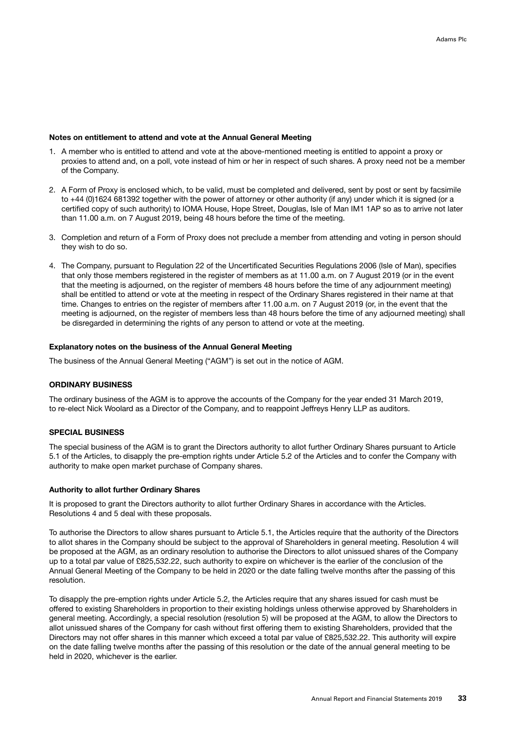#### Notes on entitlement to attend and vote at the Annual General Meeting

1. A member who is entitled to attend and vote at the above-mentioned meeting is entitled to appoint a proxy or proxies to attend and, on a poll, vote instead of him or her in respect of such shares. A proxy need not be a member of the Company.

2. A Form of Proxy is enclosed which, to be valid, must be completed and delivered, sent by post or sent by facsimile to +44 (0)1624 681392 together with the power of attorney or other authority (if any) under which it is signed (or a certified copy of such authority) to IOMA House, Hope Street, Douglas, Isle of Man IM1 1AP so as to arrive not later than 11.00 a.m. on 7 August 2019, being 48 hours before the time of the meeting.

3. Completion and return of a Form of Proxy does not preclude a member from attending and voting in person should they wish to do so.

4. The Company, pursuant to Regulation 22 of the Uncertificated Securities Regulations 2006 (Isle of Man), specifies that only those members registered in the register of members as at 11.00 a.m. on 7 August 2019 (or in the event that the meeting is adjourned, on the register of members 48 hours before the time of any adjournment meeting) shall be entitled to attend or vote at the meeting in respect of the Ordinary Shares registered in their name at that time. Changes to entries on the register of members after 11.00 a.m. on 7 August 2019 (or, in the event that the meeting is adjourned, on the register of members less than 48 hours before the time of any adjourned meeting) shall be disregarded in determining the rights of any person to attend or vote at the meeting.

#### Explanatory notes on the business of the Annual General Meeting

The business of the Annual General Meeting ("AGM") is set out in the notice of AGM.

#### ORDINARY BUSINESS

The ordinary business of the AGM is to approve the accounts of the Company for the year ended 31 March 2019, to re-elect Nick Woolard as a Director of the Company, and to reappoint Jeffreys Henry LLP as auditors.

#### SPECIAL BUSINESS

The special business of the AGM is to grant the Directors authority to allot further Ordinary Shares pursuant to Article 5.1 of the Articles, to disapply the pre-emption rights under Article 5.2 of the Articles and to confer the Company with authority to make open market purchase of Company shares.

#### Authority to allot further Ordinary Shares

It is proposed to grant the Directors authority to allot further Ordinary Shares in accordance with the Articles. Resolutions 4 and 5 deal with these proposals.

To authorise the Directors to allow shares pursuant to Article 5.1, the Articles require that the authority of the Directors to allot shares in the Company should be subject to the approval of Shareholders in general meeting. Resolution 4 will be proposed at the AGM, as an ordinary resolution to authorise the Directors to allot unissued shares of the Company up to a total par value of £825,532.22, such authority to expire on whichever is the earlier of the conclusion of the Annual General Meeting of the Company to be held in 2020 or the date falling twelve months after the passing of this resolution.

To disapply the pre-emption rights under Article 5.2, the Articles require that any shares issued for cash must be offered to existing Shareholders in proportion to their existing holdings unless otherwise approved by Shareholders in general meeting. Accordingly, a special resolution (resolution 5) will be proposed at the AGM, to allow the Directors to allot unissued shares of the Company for cash without first offering them to existing Shareholders, provided that the Directors may not offer shares in this manner which exceed a total par value of £825,532.22. This authority will expire on the date falling twelve months after the passing of this resolution or the date of the annual general meeting to be held in 2020, whichever is the earlier.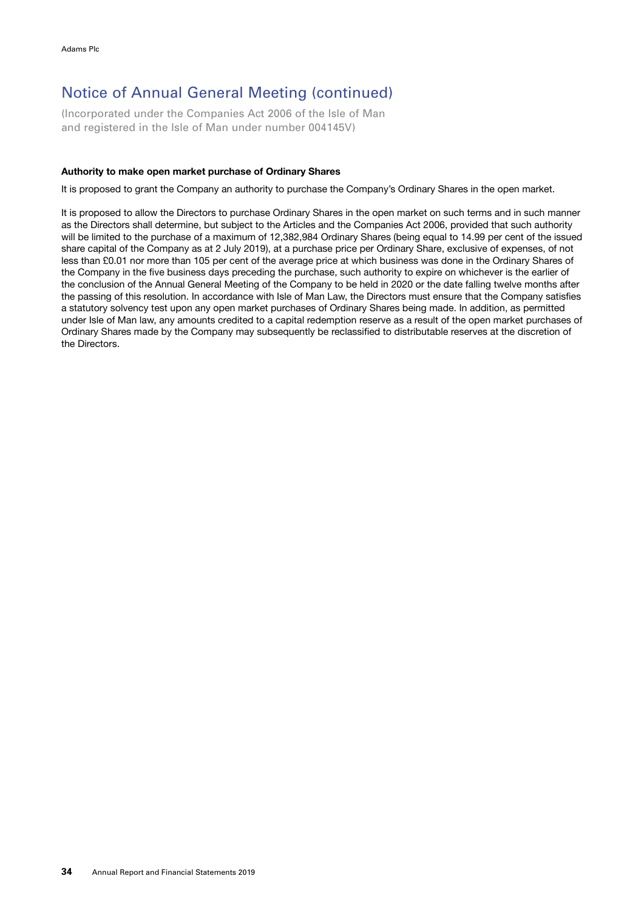## Notice of Annual General Meeting (continued)

(Incorporated under the Companies Act 2006 of the Isle of Man and registered in the Isle of Man under number 004145V)

**Authority to make open market purchase of Ordinary Shares**

It is proposed to grant the Company an authority to purchase the Company's Ordinary Shares in the open market.

It is proposed to allow the Directors to purchase Ordinary Shares in the open market on such terms and in such manner as the Directors shall determine, but subject to the Articles and the Companies Act 2006, provided that such authority will be limited to the purchase of a maximum of 12,382,984 Ordinary Shares (being equal to 14.99 per cent of the issued share capital of the Company as at 2 July 2019), at a purchase price per Ordinary Share, exclusive of expenses, of not less than £0.01 nor more than 105 per cent of the average price at which business was done in the Ordinary Shares of the Company in the five business days preceding the purchase, such authority to expire on whichever is the earlier of the conclusion of the Annual General Meeting of the Company to be held in 2020 or the date falling twelve months after the passing of this resolution. In accordance with Isle of Man Law, the Directors must ensure that the Company satisfies a statutory solvency test upon any open market purchases of Ordinary Shares being made. In addition, as permitted under Isle of Man law, any amounts credited to a capital redemption reserve as a result of the open market purchases of Ordinary Shares made by the Company may subsequently be reclassified to distributable reserves at the discretion of the Directors.